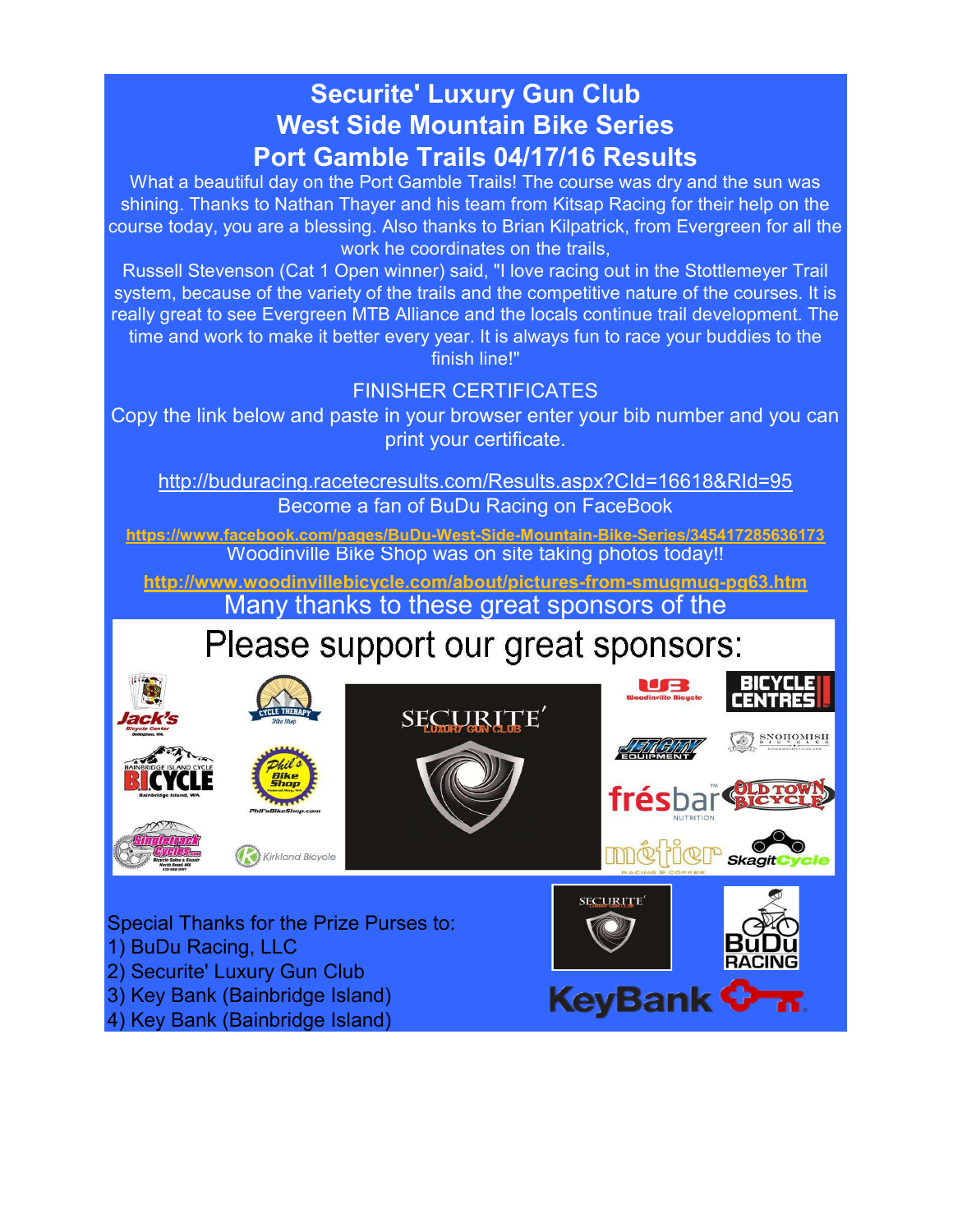# Securite' Luxury Gun Club
# West Side Mountain Bike Series
# Port Gamble Trails 04/17/16 Results

What a beautiful day on the Port Gamble Trails! The course was dry and the sun was shining. Thanks to Nathan Thayer and his team from Kitsap Racing for their help on the course today, you are a blessing. Also thanks to Brian Kilpatrick, from Evergreen for all the work he coordinates on the trails,

Russell Stevenson (Cat 1 Open winner) said, "I love racing out in the Stottlemeyer Trail system, because of the variety of the trails and the competitive nature of the courses. It is really great to see Evergreen MTB Alliance and the locals continue trail development. The time and work to make it better every year. It is always fun to race your buddies to the finish line!"

FINISHER CERTIFICATES

Copy the link below and paste in your browser enter your bib number and you can print your certificate.

http://buduracing.racetecresults.com/Results.aspx?CId=16618&RId=95

Become a fan of BuDu Racing on FaceBook

**https://www.facebook.com/pages/BuDu-West-Side-Mountain-Bike-Series/345417285636173**

Woodinville Bike Shop was on site taking photos today!!

**http://www.woodinvillebicycle.com/about/pictures-from-smugmug-pg63.htm**

Many thanks to these great sponsors of the

Please support our great sponsors:

Special Thanks for the Prize Purses to:

1) BuDu Racing, LLC
2) Securite' Luxury Gun Club
3) Key Bank (Bainbridge Island)
4) Key Bank (Bainbridge Island)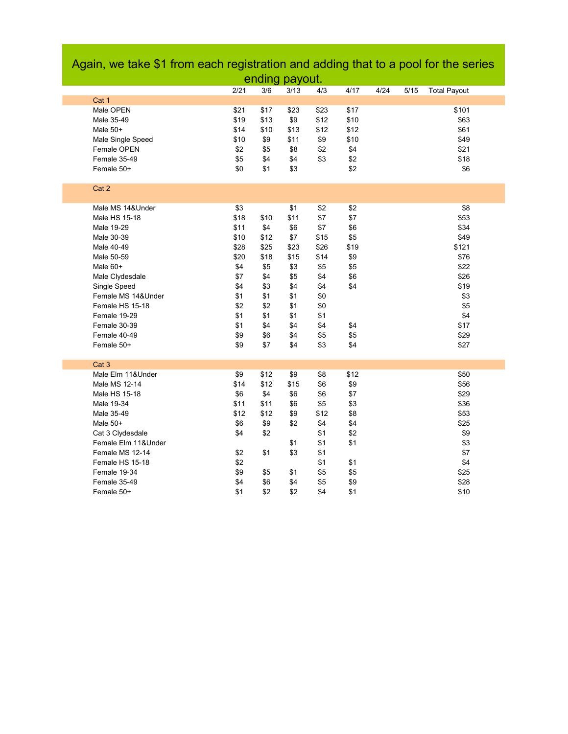Again, we take $1 from each registration and adding that to a pool for the series ending payout.

| | 2/21 | 3/6 | 3/13 | 4/3 | 4/17 | 4/24 | 5/15 | Total Payout |
|---|---|---|---|---|---|---|---|---|
| **Cat 1** | | | | | | | | |
| Male OPEN | $21 | $17 | $23 | $23 | $17 | | | $101 |
| Male 35-49 | $19 | $13 | $9 | $12 | $10 | | | $63 |
| Male 50+ | $14 | $10 | $13 | $12 | $12 | | | $61 |
| Male Single Speed | $10 | $9 | $11 | $9 | $10 | | | $49 |
| Female OPEN | $2 | $5 | $8 | $2 | $4 | | | $21 |
| Female 35-49 | $5 | $4 | $4 | $3 | $2 | | | $18 |
| Female 50+ | $0 | $1 | $3 | | $2 | | | $6 |
| **Cat 2** | | | | | | | | |
| Male MS 14&Under | $3 | | $1 | $2 | $2 | | | $8 |
| Male HS 15-18 | $18 | $10 | $11 | $7 | $7 | | | $53 |
| Male 19-29 | $11 | $4 | $6 | $7 | $6 | | | $34 |
| Male 30-39 | $10 | $12 | $7 | $15 | $5 | | | $49 |
| Male 40-49 | $28 | $25 | $23 | $26 | $19 | | | $121 |
| Male 50-59 | $20 | $18 | $15 | $14 | $9 | | | $76 |
| Male 60+ | $4 | $5 | $3 | $5 | $5 | | | $22 |
| Male Clydesdale | $7 | $4 | $5 | $4 | $6 | | | $26 |
| Single Speed | $4 | $3 | $4 | $4 | $4 | | | $19 |
| Female MS 14&Under | $1 | $1 | $1 | $0 | | | | $3 |
| Female HS 15-18 | $2 | $2 | $1 | $0 | | | | $5 |
| Female 19-29 | $1 | $1 | $1 | $1 | | | | $4 |
| Female 30-39 | $1 | $4 | $4 | $4 | $4 | | | $17 |
| Female 40-49 | $9 | $6 | $4 | $5 | $5 | | | $29 |
| Female 50+ | $9 | $7 | $4 | $3 | $4 | | | $27 |
| **Cat 3** | | | | | | | | |
| Male Elm 11&Under | $9 | $12 | $9 | $8 | $12 | | | $50 |
| Male MS 12-14 | $14 | $12 | $15 | $6 | $9 | | | $56 |
| Male HS 15-18 | $6 | $4 | $6 | $6 | $7 | | | $29 |
| Male 19-34 | $11 | $11 | $6 | $5 | $3 | | | $36 |
| Male 35-49 | $12 | $12 | $9 | $12 | $8 | | | $53 |
| Male 50+ | $6 | $9 | $2 | $4 | $4 | | | $25 |
| Cat 3 Clydesdale | $4 | $2 | | $1 | $2 | | | $9 |
| Female Elm 11&Under | | | $1 | $1 | $1 | | | $3 |
| Female MS 12-14 | $2 | $1 | $3 | $1 | | | | $7 |
| Female HS 15-18 | $2 | | | $1 | $1 | | | $4 |
| Female 19-34 | $9 | $5 | $1 | $5 | $5 | | | $25 |
| Female 35-49 | $4 | $6 | $4 | $5 | $9 | | | $28 |
| Female 50+ | $1 | $2 | $2 | $4 | $1 | | | $10 |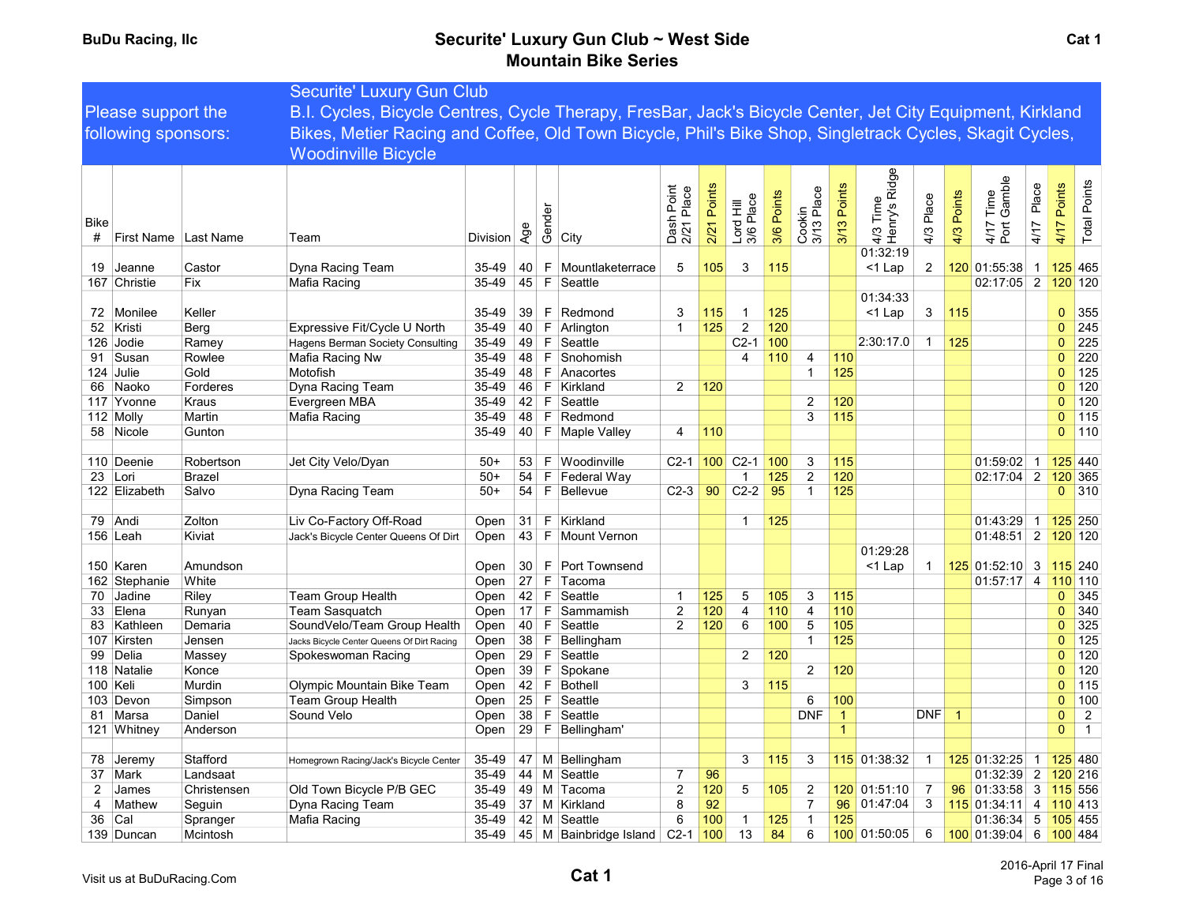# Securite' Luxury Gun Club ~ West Side Mountain Bike Series

BuDu Racing, llc — Cat 1

**Please support the following sponsors:** Securite' Luxury Gun Club, B.I. Cycles, Bicycle Centres, Cycle Therapy, FresBar, Jack's Bicycle Center, Jet City Equipment, Kirkland Bikes, Metier Racing and Coffee, Old Town Bicycle, Phil's Bike Shop, Singletrack Cycles, Skagit Cycles, Woodinville Bicycle

| Bike # | First Name | Last Name | Team | Division | Age | Gender | City | Dash Point 2/21 Place | 2/21 Points | Lord Hill 3/6 Place | 3/6 Points | Cookin 3/13 Place | 3/13 Points | 4/3 Time Henry's Ridge | 4/3 Place | 4/3 Points | 4/17 Time Port Gamble | 4/17 Place | 4/17 Points | Total Points |
|---|---|---|---|---|---|---|---|---|---|---|---|---|---|---|---|---|---|---|---|---|
| 19 | Jeanne | Castor | Dyna Racing Team | 35-49 | 40 | F | Mountlaketerrace | 5 | 105 | 3 | 115 | | | 01:32:19 <1 Lap | 2 | 120 | 01:55:38 | 1 | 125 | 465 |
| 167 | Christie | Fix | Mafia Racing | 35-49 | 45 | F | Seattle | | | | | | | | | | 02:17:05 | 2 | 120 | 120 |
| 72 | Monilee | Keller | | 35-49 | 39 | F | Redmond | 3 | 115 | 1 | 125 | | | 01:34:33 <1 Lap | 3 | 115 | | | 0 | 355 |
| 52 | Kristi | Berg | Expressive Fit/Cycle U North | 35-49 | 40 | F | Arlington | 1 | 125 | 2 | 120 | | | | | | | | 0 | 245 |
| 126 | Jodie | Ramey | Hagens Berman Society Consulting | 35-49 | 49 | F | Seattle | | | C2-1 | 100 | | | 2:30:17.0 | 1 | 125 | | | 0 | 225 |
| 91 | Susan | Rowlee | Mafia Racing Nw | 35-49 | 48 | F | Snohomish | | | 4 | 110 | 4 | 110 | | | | | | 0 | 220 |
| 124 | Julie | Gold | Motofish | 35-49 | 48 | F | Anacortes | | | | | 1 | 125 | | | | | | 0 | 125 |
| 66 | Naoko | Forderes | Dyna Racing Team | 35-49 | 46 | F | Kirkland | 2 | 120 | | | | | | | | | | 0 | 120 |
| 117 | Yvonne | Kraus | Evergreen MBA | 35-49 | 42 | F | Seattle | | | | | 2 | 120 | | | | | | 0 | 120 |
| 112 | Molly | Martin | Mafia Racing | 35-49 | 48 | F | Redmond | | | | | 3 | 115 | | | | | | 0 | 115 |
| 58 | Nicole | Gunton | | 35-49 | 40 | F | Maple Valley | 4 | 110 | | | | | | | | | | 0 | 110 |
| | | | | | | | | | | | | | | | | | | | | |
| 110 | Deenie | Robertson | Jet City Velo/Dyan | 50+ | 53 | F | Woodinville | C2-1 | 100 | C2-1 | 100 | 3 | 115 | | | | 01:59:02 | 1 | 125 | 440 |
| 23 | Lori | Brazel | | 50+ | 54 | F | Federal Way | | | 1 | 125 | 2 | 120 | | | | 02:17:04 | 2 | 120 | 365 |
| 122 | Elizabeth | Salvo | Dyna Racing Team | 50+ | 54 | F | Bellevue | C2-3 | 90 | C2-2 | 95 | 1 | 125 | | | | | | 0 | 310 |
| | | | | | | | | | | | | | | | | | | | | |
| 79 | Andi | Zolton | Liv Co-Factory Off-Road | Open | 31 | F | Kirkland | | | 1 | 125 | | | | | | 01:43:29 | 1 | 125 | 250 |
| 156 | Leah | Kiviat | Jack's Bicycle Center Queens Of Dirt | Open | 43 | F | Mount Vernon | | | | | | | | | | 01:48:51 | 2 | 120 | 120 |
| 150 | Karen | Amundson | | Open | 30 | F | Port Townsend | | | | | | | 01:29:28 <1 Lap | 1 | 125 | 01:52:10 | 3 | 115 | 240 |
| 162 | Stephanie | White | | Open | 27 | F | Tacoma | | | | | | | | | | 01:57:17 | 4 | 110 | 110 |
| 70 | Jadine | Riley | Team Group Health | Open | 42 | F | Seattle | 1 | 125 | 5 | 105 | 3 | 115 | | | | | | 0 | 345 |
| 33 | Elena | Runyan | Team Sasquatch | Open | 17 | F | Sammamish | 2 | 120 | 4 | 110 | 4 | 110 | | | | | | 0 | 340 |
| 83 | Kathleen | Demaria | SoundVelo/Team Group Health | Open | 40 | F | Seattle | 2 | 120 | 6 | 100 | 5 | 105 | | | | | | 0 | 325 |
| 107 | Kirsten | Jensen | Jacks Bicycle Center Queens Of Dirt Racing | Open | 38 | F | Bellingham | | | | | 1 | 125 | | | | | | 0 | 125 |
| 99 | Delia | Massey | Spokeswoman Racing | Open | 29 | F | Seattle | | | 2 | 120 | | | | | | | | 0 | 120 |
| 118 | Natalie | Konce | | Open | 39 | F | Spokane | | | | | 2 | 120 | | | | | | 0 | 120 |
| 100 | Keli | Murdin | Olympic Mountain Bike Team | Open | 42 | F | Bothell | | | 3 | 115 | | | | | | | | 0 | 115 |
| 103 | Devon | Simpson | Team Group Health | Open | 25 | F | Seattle | | | | | 6 | 100 | | | | | | 0 | 100 |
| 81 | Marsa | Daniel | Sound Velo | Open | 38 | F | Seattle | | | | | DNF | 1 | | DNF | 1 | | | 0 | 2 |
| 121 | Whitney | Anderson | | Open | 29 | F | Bellingham' | | | | | | 1 | | | | | | 0 | 1 |
| | | | | | | | | | | | | | | | | | | | | |
| 78 | Jeremy | Stafford | Homegrown Racing/Jack's Bicycle Center | 35-49 | 47 | M | Bellingham | | | 3 | 115 | 3 | 115 | 01:38:32 | 1 | 125 | 01:32:25 | 1 | 125 | 480 |
| 37 | Mark | Landsaat | | 35-49 | 44 | M | Seattle | 7 | 96 | | | | | | | | 01:32:39 | 2 | 120 | 216 |
| 2 | James | Christensen | Old Town Bicycle P/B GEC | 35-49 | 49 | M | Tacoma | 2 | 120 | 5 | 105 | 2 | 120 | 01:51:10 | 7 | 96 | 01:33:58 | 3 | 115 | 556 |
| 4 | Mathew | Seguin | Dyna Racing Team | 35-49 | 37 | M | Kirkland | 8 | 92 | | | 7 | 96 | 01:47:04 | 3 | 115 | 01:34:11 | 4 | 110 | 413 |
| 36 | Cal | Spranger | Mafia Racing | 35-49 | 42 | M | Seattle | 6 | 100 | 1 | 125 | 1 | 125 | | | | 01:36:34 | 5 | 105 | 455 |
| 139 | Duncan | Mcintosh | | 35-49 | 45 | M | Bainbridge Island | C2-1 | 100 | 13 | 84 | 6 | 100 | 01:50:05 | 6 | 100 | 01:39:04 | 6 | 100 | 484 |

Visit us at BuDuRacing.Com — Cat 1 — 2016-April 17 Final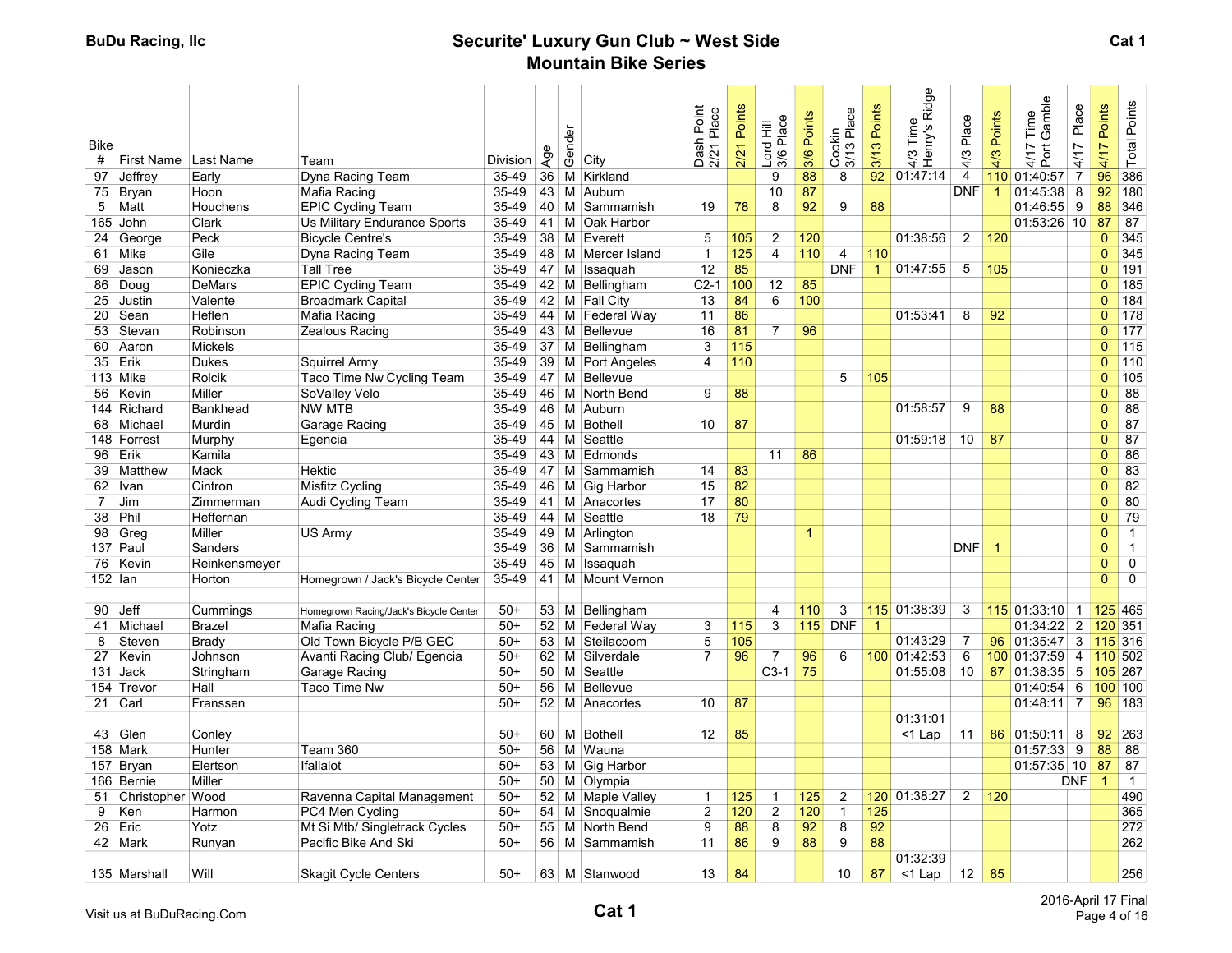# Securite' Luxury Gun Club ~ West Side Mountain Bike Series

BuDu Racing, llc

Cat 1

| Bike # | First Name | Last Name | Team | Division | Age | Gender | City | Dash Point 2/21 Place | 2/21 Points | Lord Hill 3/6 Place | 3/6 Points | Cookin 3/13 Place | 3/13 Points | 4/3 Time Henry's Ridge | 4/3 Place | 4/3 Points | 4/17 Time Port Gamble | 4/17 Place | 4/17 Points | Total Points |
|---|---|---|---|---|---|---|---|---|---|---|---|---|---|---|---|---|---|---|---|---|
| 97 | Jeffrey | Early | Dyna Racing Team | 35-49 | 36 | M | Kirkland | | | 9 | 88 | 8 | 92 | 01:47:14 | 4 | 110 | 01:40:57 | 7 | 96 | 386 |
| 75 | Bryan | Hoon | Mafia Racing | 35-49 | 43 | M | Auburn | | | 10 | 87 | | | | DNF | 1 | 01:45:38 | 8 | 92 | 180 |
| 5 | Matt | Houchens | EPIC Cycling Team | 35-49 | 40 | M | Sammamish | 19 | 78 | 8 | 92 | 9 | 88 | | | | 01:46:55 | 9 | 88 | 346 |
| 165 | John | Clark | Us Military Endurance Sports | 35-49 | 41 | M | Oak Harbor | | | | | | | | | | 01:53:26 | 10 | 87 | 87 |
| 24 | George | Peck | Bicycle Centre's | 35-49 | 38 | M | Everett | 5 | 105 | 2 | 120 | | | 01:38:56 | 2 | 120 | | | 0 | 345 |
| 61 | Mike | Gile | Dyna Racing Team | 35-49 | 48 | M | Mercer Island | 1 | 125 | 4 | 110 | 4 | 110 | | | | | | 0 | 345 |
| 69 | Jason | Konieczka | Tall Tree | 35-49 | 47 | M | Issaquah | 12 | 85 | | | DNF | 1 | 01:47:55 | 5 | 105 | | | 0 | 191 |
| 86 | Doug | DeMars | EPIC Cycling Team | 35-49 | 42 | M | Bellingham | C2-1 | 100 | 12 | 85 | | | | | | | | 0 | 185 |
| 25 | Justin | Valente | Broadmark Capital | 35-49 | 42 | M | Fall City | 13 | 84 | 6 | 100 | | | | | | | | 0 | 184 |
| 20 | Sean | Heflen | Mafia Racing | 35-49 | 44 | M | Federal Way | 11 | 86 | | | | | 01:53:41 | 8 | 92 | | | 0 | 178 |
| 53 | Stevan | Robinson | Zealous Racing | 35-49 | 43 | M | Bellevue | 16 | 81 | 7 | 96 | | | | | | | | 0 | 177 |
| 60 | Aaron | Mickels | | 35-49 | 37 | M | Bellingham | 3 | 115 | | | | | | | | | | 0 | 115 |
| 35 | Erik | Dukes | Squirrel Army | 35-49 | 39 | M | Port Angeles | 4 | 110 | | | | | | | | | | 0 | 110 |
| 113 | Mike | Rolcik | Taco Time Nw Cycling Team | 35-49 | 47 | M | Bellevue | | | | | 5 | 105 | | | | | | 0 | 105 |
| 56 | Kevin | Miller | SoValley Velo | 35-49 | 46 | M | North Bend | 9 | 88 | | | | | | | | | | 0 | 88 |
| 144 | Richard | Bankhead | NW MTB | 35-49 | 46 | M | Auburn | | | | | | | 01:58:57 | 9 | 88 | | | 0 | 88 |
| 68 | Michael | Murdin | Garage Racing | 35-49 | 45 | M | Bothell | 10 | 87 | | | | | | | | | | 0 | 87 |
| 148 | Forrest | Murphy | Egencia | 35-49 | 44 | M | Seattle | | | | | | | 01:59:18 | 10 | 87 | | | 0 | 87 |
| 96 | Erik | Kamila | | 35-49 | 43 | M | Edmonds | | | 11 | 86 | | | | | | | | 0 | 86 |
| 39 | Matthew | Mack | Hektic | 35-49 | 47 | M | Sammamish | 14 | 83 | | | | | | | | | | 0 | 83 |
| 62 | Ivan | Cintron | Misfitz Cycling | 35-49 | 46 | M | Gig Harbor | 15 | 82 | | | | | | | | | | 0 | 82 |
| 7 | Jim | Zimmerman | Audi Cycling Team | 35-49 | 41 | M | Anacortes | 17 | 80 | | | | | | | | | | 0 | 80 |
| 38 | Phil | Heffernan | | 35-49 | 44 | M | Seattle | 18 | 79 | | | | | | | | | | 0 | 79 |
| 98 | Greg | Miller | US Army | 35-49 | 49 | M | Arlington | | | | 1 | | | | | | | | 0 | 1 |
| 137 | Paul | Sanders | | 35-49 | 36 | M | Sammamish | | | | | | | | DNF | 1 | | | 0 | 1 |
| 76 | Kevin | Reinkensmeyer | | 35-49 | 45 | M | Issaquah | | | | | | | | | | | | 0 | 0 |
| 152 | Ian | Horton | Homegrown / Jack's Bicycle Center | 35-49 | 41 | M | Mount Vernon | | | | | | | | | | | | 0 | 0 |
| | | | | | | | | | | | | | | | | | | | | |
| 90 | Jeff | Cummings | Homegrown Racing/Jack's Bicycle Center | 50+ | 53 | M | Bellingham | | | 4 | 110 | 3 | 115 | 01:38:39 | 3 | 115 | 01:33:10 | 1 | 125 | 465 |
| 41 | Michael | Brazel | Mafia Racing | 50+ | 52 | M | Federal Way | 3 | 115 | 3 | 115 | DNF | 1 | | | | 01:34:22 | 2 | 120 | 351 |
| 8 | Steven | Brady | Old Town Bicycle P/B GEC | 50+ | 53 | M | Steilacoom | 5 | 105 | | | | | 01:43:29 | 7 | 96 | 01:35:47 | 3 | 115 | 316 |
| 27 | Kevin | Johnson | Avanti Racing Club/ Egencia | 50+ | 62 | M | Silverdale | 7 | 96 | 7 | 96 | 6 | 100 | 01:42:53 | 6 | 100 | 01:37:59 | 4 | 110 | 502 |
| 131 | Jack | Stringham | Garage Racing | 50+ | 50 | M | Seattle | | | C3-1 | 75 | | | 01:55:08 | 10 | 87 | 01:38:35 | 5 | 105 | 267 |
| 154 | Trevor | Hall | Taco Time Nw | 50+ | 56 | M | Bellevue | | | | | | | | | | 01:40:54 | 6 | 100 | 100 |
| 21 | Carl | Franssen | | 50+ | 52 | M | Anacortes | 10 | 87 | | | | | | | | 01:48:11 | 7 | 96 | 183 |
| 43 | Glen | Conley | | 50+ | 60 | M | Bothell | 12 | 85 | | | | | 01:31:01 <1 Lap | 11 | 86 | 01:50:11 | 8 | 92 | 263 |
| 158 | Mark | Hunter | Team 360 | 50+ | 56 | M | Wauna | | | | | | | | | | 01:57:33 | 9 | 88 | 88 |
| 157 | Bryan | Elertson | Ifallalot | 50+ | 53 | M | Gig Harbor | | | | | | | | | | 01:57:35 | 10 | 87 | 87 |
| 166 | Bernie | Miller | | 50+ | 50 | M | Olympia | | | | | | | | | | | DNF | 1 | 1 |
| 51 | Christopher | Wood | Ravenna Capital Management | 50+ | 52 | M | Maple Valley | 1 | 125 | 1 | 125 | 2 | 120 | 01:38:27 | 2 | 120 | | | | 490 |
| 9 | Ken | Harmon | PC4 Men Cycling | 50+ | 54 | M | Snoqualmie | 2 | 120 | 2 | 120 | 1 | 125 | | | | | | | 365 |
| 26 | Eric | Yotz | Mt Si Mtb/ Singletrack Cycles | 50+ | 55 | M | North Bend | 9 | 88 | 8 | 92 | 8 | 92 | | | | | | | 272 |
| 42 | Mark | Runyan | Pacific Bike And Ski | 50+ | 56 | M | Sammamish | 11 | 86 | 9 | 88 | 9 | 88 | | | | | | | 262 |
| 135 | Marshall | Will | Skagit Cycle Centers | 50+ | 63 | M | Stanwood | 13 | 84 | | | 10 | 87 | 01:32:39 <1 Lap | 12 | 85 | | | | 256 |

Visit us at BuDuRacing.Com

2016-April 17 Final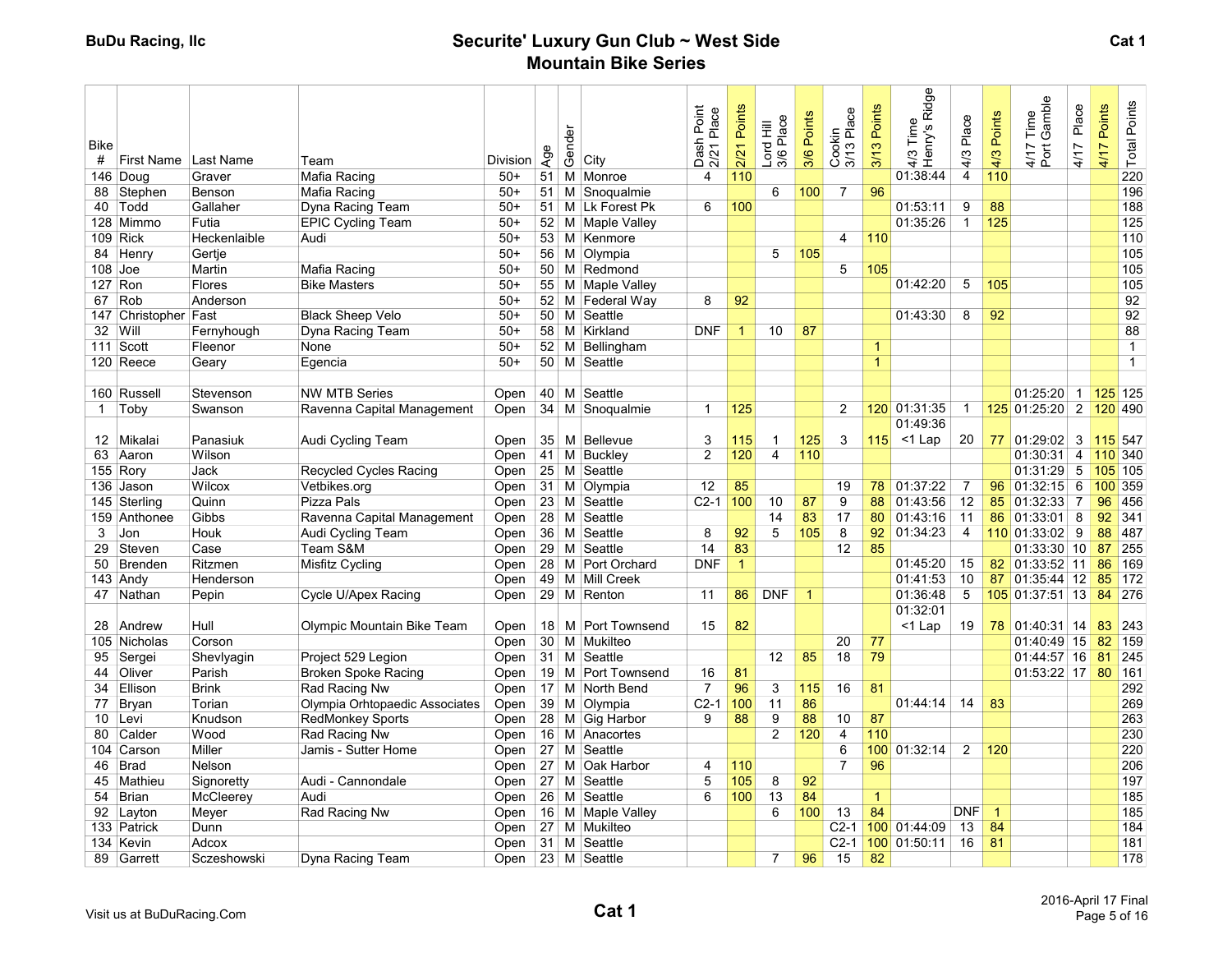BuDu Racing, llc

# Securite' Luxury Gun Club ~ West Side Mountain Bike Series

Cat 1

| Bike # | First Name | Last Name | Team | Division | Age | Gender | City | Dash Point 2/21 Place | 2/21 Points | Lord Hill 3/6 Place | 3/6 Points | Cookin 3/13 Place | 3/13 Points | 4/3 Time Henry's Ridge | 4/3 Place | 4/3 Points | 4/17 Time Port Gamble | 4/17 Place | 4/17 Points | Total Points |
|---|---|---|---|---|---|---|---|---|---|---|---|---|---|---|---|---|---|---|---|---|
| 146 | Doug | Graver | Mafia Racing | 50+ | 51 | M | Monroe | 4 | 110 | | | | | 01:38:44 | 4 | 110 | | | | 220 |
| 88 | Stephen | Benson | Mafia Racing | 50+ | 51 | M | Snoqualmie | | | 6 | 100 | 7 | 96 | | | | | | | 196 |
| 40 | Todd | Gallaher | Dyna Racing Team | 50+ | 51 | M | Lk Forest Pk | 6 | 100 | | | | | 01:53:11 | 9 | 88 | | | | 188 |
| 128 | Mimmo | Futia | EPIC Cycling Team | 50+ | 52 | M | Maple Valley | | | | | | | 01:35:26 | 1 | 125 | | | | 125 |
| 109 | Rick | Heckenlaible | Audi | 50+ | 53 | M | Kenmore | | | | | 4 | 110 | | | | | | | 110 |
| 84 | Henry | Gertje | | 50+ | 56 | M | Olympia | | | 5 | 105 | | | | | | | | | 105 |
| 108 | Joe | Martin | Mafia Racing | 50+ | 50 | M | Redmond | | | | | 5 | 105 | | | | | | | 105 |
| 127 | Ron | Flores | Bike Masters | 50+ | 55 | M | Maple Valley | | | | | | | 01:42:20 | 5 | 105 | | | | 105 |
| 67 | Rob | Anderson | | 50+ | 52 | M | Federal Way | 8 | 92 | | | | | | | | | | | 92 |
| 147 | Christopher | Fast | Black Sheep Velo | 50+ | 50 | M | Seattle | | | | | | | 01:43:30 | 8 | 92 | | | | 92 |
| 32 | Will | Fernyhough | Dyna Racing Team | 50+ | 58 | M | Kirkland | DNF | 1 | 10 | 87 | | | | | | | | | 88 |
| 111 | Scott | Fleenor | None | 50+ | 52 | M | Bellingham | | | | | | 1 | | | | | | | 1 |
| 120 | Reece | Geary | Egencia | 50+ | 50 | M | Seattle | | | | | | 1 | | | | | | | 1 |
| | | | | | | | | | | | | | | | | | | | | |
| 160 | Russell | Stevenson | NW MTB Series | Open | 40 | M | Seattle | | | | | | | | | | 01:25:20 | 1 | 125 | 125 |
| 1 | Toby | Swanson | Ravenna Capital Management | Open | 34 | M | Snoqualmie | 1 | 125 | | | 2 | 120 | 01:31:35 | 1 | 125 | 01:25:20 | 2 | 120 | 490 |
| 12 | Mikalai | Panasiuk | Audi Cycling Team | Open | 35 | M | Bellevue | 3 | 115 | 1 | 125 | 3 | 115 | 01:49:36 <1 Lap | 20 | 77 | 01:29:02 | 3 | 115 | 547 |
| 63 | Aaron | Wilson | | Open | 41 | M | Buckley | 2 | 120 | 4 | 110 | | | | | | 01:30:31 | 4 | 110 | 340 |
| 155 | Rory | Jack | Recycled Cycles Racing | Open | 25 | M | Seattle | | | | | | | | | | 01:31:29 | 5 | 105 | 105 |
| 136 | Jason | Wilcox | Vetbikes.org | Open | 31 | M | Olympia | 12 | 85 | | | 19 | 78 | 01:37:22 | 7 | 96 | 01:32:15 | 6 | 100 | 359 |
| 145 | Sterling | Quinn | Pizza Pals | Open | 23 | M | Seattle | C2-1 | 100 | 10 | 87 | 9 | 88 | 01:43:56 | 12 | 85 | 01:32:33 | 7 | 96 | 456 |
| 159 | Anthonee | Gibbs | Ravenna Capital Management | Open | 28 | M | Seattle | | | 14 | 83 | 17 | 80 | 01:43:16 | 11 | 86 | 01:33:01 | 8 | 92 | 341 |
| 3 | Jon | Houk | Audi Cycling Team | Open | 36 | M | Seattle | 8 | 92 | 5 | 105 | 8 | 92 | 01:34:23 | 4 | 110 | 01:33:02 | 9 | 88 | 487 |
| 29 | Steven | Case | Team S&M | Open | 29 | M | Seattle | 14 | 83 | | | 12 | 85 | | | | 01:33:30 | 10 | 87 | 255 |
| 50 | Brenden | Ritzmen | Misfitz Cycling | Open | 28 | M | Port Orchard | DNF | 1 | | | | | 01:45:20 | 15 | 82 | 01:33:52 | 11 | 86 | 169 |
| 143 | Andy | Henderson | | Open | 49 | M | Mill Creek | | | | | | | 01:41:53 | 10 | 87 | 01:35:44 | 12 | 85 | 172 |
| 47 | Nathan | Pepin | Cycle U/Apex Racing | Open | 29 | M | Renton | 11 | 86 | DNF | 1 | | | 01:36:48 | 5 | 105 | 01:37:51 | 13 | 84 | 276 |
| 28 | Andrew | Hull | Olympic Mountain Bike Team | Open | 18 | M | Port Townsend | 15 | 82 | | | | | 01:32:01 <1 Lap | 19 | 78 | 01:40:31 | 14 | 83 | 243 |
| 105 | Nicholas | Corson | | Open | 30 | M | Mukilteo | | | | | 20 | 77 | | | | 01:40:49 | 15 | 82 | 159 |
| 95 | Sergei | Shevlyagin | Project 529 Legion | Open | 31 | M | Seattle | | | 12 | 85 | 18 | 79 | | | | 01:44:57 | 16 | 81 | 245 |
| 44 | Oliver | Parish | Broken Spoke Racing | Open | 19 | M | Port Townsend | 16 | 81 | | | | | | | | 01:53:22 | 17 | 80 | 161 |
| 34 | Ellison | Brink | Rad Racing Nw | Open | 17 | M | North Bend | 7 | 96 | 3 | 115 | 16 | 81 | | | | | | | 292 |
| 77 | Bryan | Torian | Olympia Orhtopaedic Associates | Open | 39 | M | Olympia | C2-1 | 100 | 11 | 86 | | | 01:44:14 | 14 | 83 | | | | 269 |
| 10 | Levi | Knudson | RedMonkey Sports | Open | 28 | M | Gig Harbor | 9 | 88 | 9 | 88 | 10 | 87 | | | | | | | 263 |
| 80 | Calder | Wood | Rad Racing Nw | Open | 16 | M | Anacortes | | | 2 | 120 | 4 | 110 | | | | | | | 230 |
| 104 | Carson | Miller | Jamis - Sutter Home | Open | 27 | M | Seattle | | | | | 6 | 100 | 01:32:14 | 2 | 120 | | | | 220 |
| 46 | Brad | Nelson | | Open | 27 | M | Oak Harbor | 4 | 110 | | | 7 | 96 | | | | | | | 206 |
| 45 | Mathieu | Signoretty | Audi - Cannondale | Open | 27 | M | Seattle | 5 | 105 | 8 | 92 | | | | | | | | | 197 |
| 54 | Brian | McCleerey | Audi | Open | 26 | M | Seattle | 6 | 100 | 13 | 84 | | 1 | | | | | | | 185 |
| 92 | Layton | Meyer | Rad Racing Nw | Open | 16 | M | Maple Valley | | | 6 | 100 | 13 | 84 | | DNF | 1 | | | | 185 |
| 133 | Patrick | Dunn | | Open | 27 | M | Mukilteo | | | | | C2-1 | 100 | 01:44:09 | 13 | 84 | | | | 184 |
| 134 | Kevin | Adcox | | Open | 31 | M | Seattle | | | | | C2-1 | 100 | 01:50:11 | 16 | 81 | | | | 181 |
| 89 | Garrett | Sczeshowski | Dyna Racing Team | Open | 23 | M | Seattle | | | 7 | 96 | 15 | 82 | | | | | | | 178 |

Visit us at BuDuRacing.Com

Cat 1

2016-April 17 Final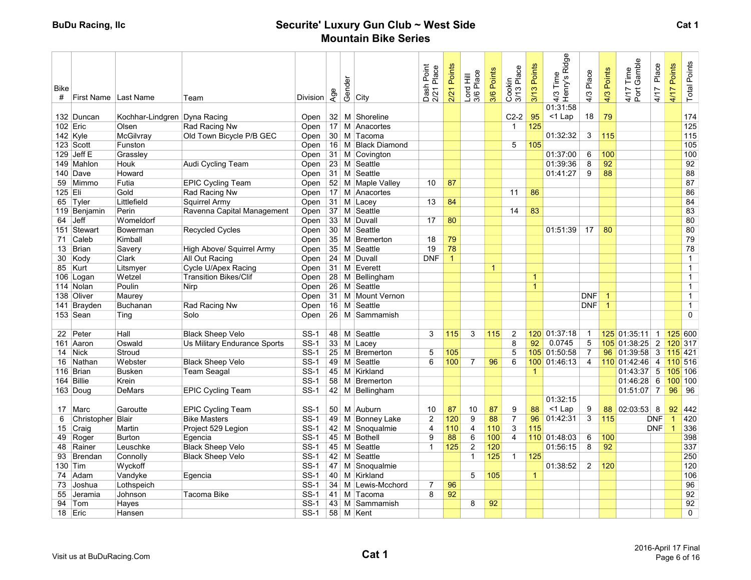# Securite' Luxury Gun Club ~ West Side Mountain Bike Series

BuDu Racing, llc

Cat 1

| Bike # | First Name | Last Name | Team | Division | Age | Gender | City | Dash Point 2/21 Place | 2/21 Points | Lord Hill 3/6 Place | 3/6 Points | Cookin 3/13 Place | 3/13 Points | 4/3 Time Henry's Ridge | 4/3 Place | 4/3 Points | 4/17 Time Port Gamble | 4/17 Place | 4/17 Points | Total Points |
|---|---|---|---|---|---|---|---|---|---|---|---|---|---|---|---|---|---|---|---|---|
| 132 | Duncan | Kochhar-Lindgren | Dyna Racing | Open | 32 | M | Shoreline | | | | | C2-2 | 95 | 01:31:58 <1 Lap | 18 | 79 | | | | 174 |
| 102 | Eric | Olsen | Rad Racing Nw | Open | 17 | M | Anacortes | | | | | 1 | 125 | | | | | | | 125 |
| 142 | Kyle | McGilvray | Old Town Bicycle P/B GEC | Open | 30 | M | Tacoma | | | | | | | 01:32:32 | 3 | 115 | | | | 115 |
| 123 | Scott | Funston | | Open | 16 | M | Black Diamond | | | | | 5 | 105 | | | | | | | 105 |
| 129 | Jeff E | Grassley | | Open | 31 | M | Covington | | | | | | | 01:37:00 | 6 | 100 | | | | 100 |
| 149 | Mahlon | Houk | Audi Cycling Team | Open | 23 | M | Seattle | | | | | | | 01:39:36 | 8 | 92 | | | | 92 |
| 140 | Dave | Howard | | Open | 31 | M | Seattle | | | | | | | 01:41:27 | 9 | 88 | | | | 88 |
| 59 | Mimmo | Futia | EPIC Cycling Team | Open | 52 | M | Maple Valley | 10 | 87 | | | | | | | | | | | 87 |
| 125 | Eli | Gold | Rad Racing Nw | Open | 17 | M | Anacortes | | | | | 11 | 86 | | | | | | | 86 |
| 65 | Tyler | Littlefield | Squirrel Army | Open | 31 | M | Lacey | 13 | 84 | | | | | | | | | | | 84 |
| 119 | Benjamin | Perin | Ravenna Capital Management | Open | 37 | M | Seattle | | | | | 14 | 83 | | | | | | | 83 |
| 64 | Jeff | Womeldorf | | Open | 33 | M | Duvall | 17 | 80 | | | | | | | | | | | 80 |
| 151 | Stewart | Bowerman | Recycled Cycles | Open | 30 | M | Seattle | | | | | | | 01:51:39 | 17 | 80 | | | | 80 |
| 71 | Caleb | Kimball | | Open | 35 | M | Bremerton | 18 | 79 | | | | | | | | | | | 79 |
| 13 | Brian | Savery | High Above/ Squirrel Army | Open | 35 | M | Seattle | 19 | 78 | | | | | | | | | | | 78 |
| 30 | Kody | Clark | All Out Racing | Open | 24 | M | Duvall | DNF | 1 | | | | | | | | | | | 1 |
| 85 | Kurt | Litsmyer | Cycle U/Apex Racing | Open | 31 | M | Everett | | | | 1 | | | | | | | | | 1 |
| 106 | Logan | Wetzel | Transition Bikes/Clif | Open | 28 | M | Bellingham | | | | | | 1 | | | | | | | 1 |
| 114 | Nolan | Poulin | Nirp | Open | 26 | M | Seattle | | | | | | 1 | | | | | | | 1 |
| 138 | Oliver | Maurey | | Open | 31 | M | Mount Vernon | | | | | | | | DNF | 1 | | | | 1 |
| 141 | Brayden | Buchanan | Rad Racing Nw | Open | 16 | M | Seattle | | | | | | | | DNF | 1 | | | | 1 |
| 153 | Sean | Ting | Solo | Open | 26 | M | Sammamish | | | | | | | | | | | | | 0 |
| | | | | | | | | | | | | | | | | | | | | |
| 22 | Peter | Hall | Black Sheep Velo | SS-1 | 48 | M | Seattle | 3 | 115 | 3 | 115 | 2 | 120 | 01:37:18 | 1 | 125 | 01:35:11 | 1 | 125 | 600 |
| 161 | Aaron | Oswald | Us Military Endurance Sports | SS-1 | 33 | M | Lacey | | | | | 8 | 92 | 0.0745 | 5 | 105 | 01:38:25 | 2 | 120 | 317 |
| 14 | Nick | Stroud | | SS-1 | 25 | M | Bremerton | 5 | 105 | | | 5 | 105 | 01:50:58 | 7 | 96 | 01:39:58 | 3 | 115 | 421 |
| 16 | Nathan | Webster | Black Sheep Velo | SS-1 | 49 | M | Seattle | 6 | 100 | 7 | 96 | 6 | 100 | 01:46:13 | 4 | 110 | 01:42:46 | 4 | 110 | 516 |
| 116 | Brian | Busken | Team Seagal | SS-1 | 45 | M | Kirkland | | | | | | 1 | | | | 01:43:37 | 5 | 105 | 106 |
| 164 | Billie | Krein | | SS-1 | 58 | M | Bremerton | | | | | | | | | | 01:46:28 | 6 | 100 | 100 |
| 163 | Doug | DeMars | EPIC Cycling Team | SS-1 | 42 | M | Bellingham | | | | | | | | | | 01:51:07 | 7 | 96 | 96 |
| | | | | | | | | | | | | | | | | | | | | |
| 17 | Marc | Garoutte | EPIC Cycling Team | SS-1 | 50 | M | Auburn | 10 | 87 | 10 | 87 | 9 | 88 | 01:32:15 <1 Lap | 9 | 88 | 02:03:53 | 8 | 92 | 442 |
| 6 | Christopher | Blair | Bike Masters | SS-1 | 49 | M | Bonney Lake | 2 | 120 | 9 | 88 | 7 | 96 | 01:42:31 | 3 | 115 | | DNF | 1 | 420 |
| 15 | Craig | Martin | Project 529 Legion | SS-1 | 42 | M | Snoqualmie | 4 | 110 | 4 | 110 | 3 | 115 | | | | | DNF | 1 | 336 |
| 49 | Roger | Burton | Egencia | SS-1 | 45 | M | Bothell | 9 | 88 | 6 | 100 | 4 | 110 | 01:48:03 | 6 | 100 | | | | 398 |
| 48 | Rainer | Leuschke | Black Sheep Velo | SS-1 | 45 | M | Seattle | 1 | 125 | 2 | 120 | | | 01:56:15 | 8 | 92 | | | | 337 |
| 93 | Brendan | Connolly | Black Sheep Velo | SS-1 | 42 | M | Seattle | | | 1 | 125 | 1 | 125 | | | | | | | 250 |
| 130 | Tim | Wyckoff | | SS-1 | 47 | M | Snoqualmie | | | | | | | 01:38:52 | 2 | 120 | | | | 120 |
| 74 | Adam | Vandyke | Egencia | SS-1 | 40 | M | Kirkland | | | 5 | 105 | | 1 | | | | | | | 106 |
| 73 | Joshua | Lothspeich | | SS-1 | 34 | M | Lewis-Mcchord | 7 | 96 | | | | | | | | | | | 96 |
| 55 | Jeramia | Johnson | Tacoma Bike | SS-1 | 41 | M | Tacoma | 8 | 92 | | | | | | | | | | | 92 |
| 94 | Tom | Hayes | | SS-1 | 43 | M | Sammamish | | | 8 | 92 | | | | | | | | | 92 |
| 18 | Eric | Hansen | | SS-1 | 58 | M | Kent | | | | | | | | | | | | | 0 |

Visit us at BuDuRacing.Com

Cat 1

2016-April 17 Final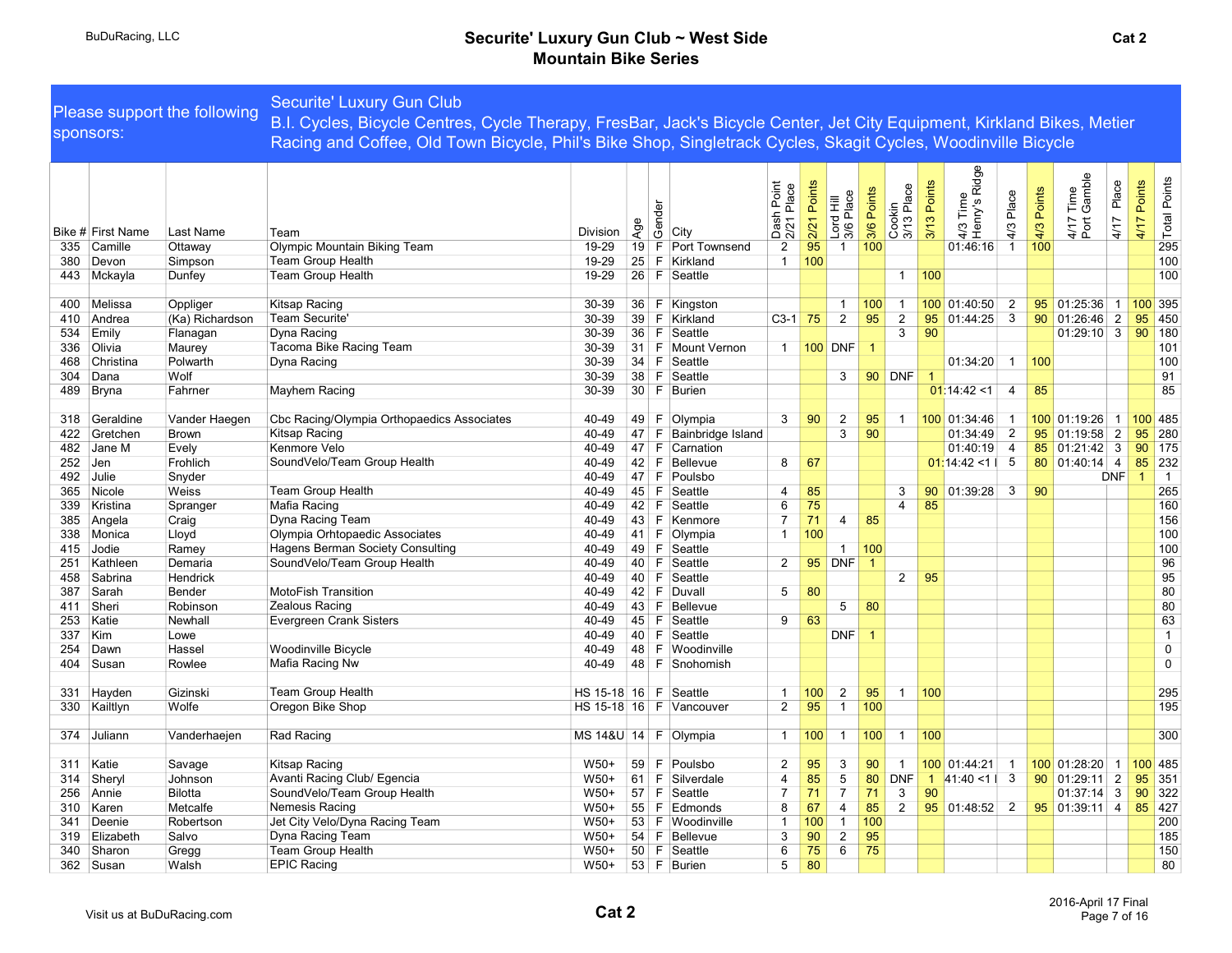# Securite' Luxury Gun Club ~ West Side Mountain Bike Series

**Cat 2**

BuDuRacing, LLC

Please support the following sponsors:

Securite' Luxury Gun Club
B.I. Cycles, Bicycle Centres, Cycle Therapy, FresBar, Jack's Bicycle Center, Jet City Equipment, Kirkland Bikes, Metier Racing and Coffee, Old Town Bicycle, Phil's Bike Shop, Singletrack Cycles, Skagit Cycles, Woodinville Bicycle

| Bike # | First Name | Last Name | Team | Division | Age | Gender | City | Dash Point 2/21 Place | 2/21 Points | Lord Hill 3/6 Place | 3/6 Points | Cookin 3/13 Place | 3/13 Points | 4/3 Time Henry's Ridge | 4/3 Place | 4/3 Points | 4/17 Time Port Gamble | 4/17 Place | 4/17 Points | Total Points |
|---|---|---|---|---|---|---|---|---|---|---|---|---|---|---|---|---|---|---|---|---|
| 335 | Camille | Ottaway | Olympic Mountain Biking Team | 19-29 | 19 | F | Port Townsend | 2 | 95 | 1 | 100 | | | 01:46:16 | 1 | 100 | | | | 295 |
| 380 | Devon | Simpson | Team Group Health | 19-29 | 25 | F | Kirkland | 1 | 100 | | | | | | | | | | | 100 |
| 443 | Mckayla | Dunfey | Team Group Health | 19-29 | 26 | F | Seattle | | | | | 1 | 100 | | | | | | | 100 |
| | | | | | | | | | | | | | | | | | | | | |
| 400 | Melissa | Oppliger | Kitsap Racing | 30-39 | 36 | F | Kingston | | | 1 | 100 | 1 | 100 | 01:40:50 | 2 | 95 | 01:25:36 | 1 | 100 | 395 |
| 410 | Andrea | (Ka) Richardson | Team Securite' | 30-39 | 39 | F | Kirkland | C3-1 | 75 | 2 | 95 | 2 | 95 | 01:44:25 | 3 | 90 | 01:26:46 | 2 | 95 | 450 |
| 534 | Emily | Flanagan | Dyna Racing | 30-39 | 36 | F | Seattle | | | | | 3 | 90 | | | | 01:29:10 | 3 | 90 | 180 |
| 336 | Olivia | Maurey | Tacoma Bike Racing Team | 30-39 | 31 | F | Mount Vernon | 1 | 100 | DNF | 1 | | | | | | | | | 101 |
| 468 | Christina | Polwarth | Dyna Racing | 30-39 | 34 | F | Seattle | | | | | | | 01:34:20 | 1 | 100 | | | | 100 |
| 304 | Dana | Wolf | | 30-39 | 38 | F | Seattle | | | 3 | 90 | DNF | 1 | | | | | | | 91 |
| 489 | Bryna | Fahrner | Mayhem Racing | 30-39 | 30 | F | Burien | | | | | | | 01:14:42 <1 | 4 | 85 | | | | 85 |
| | | | | | | | | | | | | | | | | | | | | |
| 318 | Geraldine | Vander Haegen | Cbc Racing/Olympia Orthopaedics Associates | 40-49 | 49 | F | Olympia | 3 | 90 | 2 | 95 | 1 | 100 | 01:34:46 | 1 | 100 | 01:19:26 | 1 | 100 | 485 |
| 422 | Gretchen | Brown | Kitsap Racing | 40-49 | 47 | F | Bainbridge Island | | | 3 | 90 | | | 01:34:49 | 2 | 95 | 01:19:58 | 2 | 95 | 280 |
| 482 | Jane M | Evely | Kenmore Velo | 40-49 | 47 | F | Carnation | | | | | | | 01:40:19 | 4 | 85 | 01:21:42 | 3 | 90 | 175 |
| 252 | Jen | Frohlich | SoundVelo/Team Group Health | 40-49 | 42 | F | Bellevue | 8 | 67 | | | | | 01:14:42 <1 l | 5 | 80 | 01:40:14 | 4 | 85 | 232 |
| 492 | Julie | Snyder | | 40-49 | 47 | F | Poulsbo | | | | | | | | | | | DNF | 1 | 1 |
| 365 | Nicole | Weiss | Team Group Health | 40-49 | 45 | F | Seattle | 4 | 85 | | | 3 | 90 | 01:39:28 | 3 | 90 | | | | 265 |
| 339 | Kristina | Spranger | Mafia Racing | 40-49 | 42 | F | Seattle | 6 | 75 | | | 4 | 85 | | | | | | | 160 |
| 385 | Angela | Craig | Dyna Racing Team | 40-49 | 43 | F | Kenmore | 7 | 71 | 4 | 85 | | | | | | | | | 156 |
| 338 | Monica | Lloyd | Olympia Orhtopaedic Associates | 40-49 | 41 | F | Olympia | 1 | 100 | | | | | | | | | | | 100 |
| 415 | Jodie | Ramey | Hagens Berman Society Consulting | 40-49 | 49 | F | Seattle | | | 1 | 100 | | | | | | | | | 100 |
| 251 | Kathleen | Demaria | SoundVelo/Team Group Health | 40-49 | 40 | F | Seattle | 2 | 95 | DNF | 1 | | | | | | | | | 96 |
| 458 | Sabrina | Hendrick | | 40-49 | 40 | F | Seattle | | | | | 2 | 95 | | | | | | | 95 |
| 387 | Sarah | Bender | MotoFish Transition | 40-49 | 42 | F | Duvall | 5 | 80 | | | | | | | | | | | 80 |
| 411 | Sheri | Robinson | Zealous Racing | 40-49 | 43 | F | Bellevue | | | 5 | 80 | | | | | | | | | 80 |
| 253 | Katie | Newhall | Evergreen Crank Sisters | 40-49 | 45 | F | Seattle | 9 | 63 | | | | | | | | | | | 63 |
| 337 | Kim | Lowe | | 40-49 | 40 | F | Seattle | | | DNF | 1 | | | | | | | | | 1 |
| 254 | Dawn | Hassel | Woodinville Bicycle | 40-49 | 48 | F | Woodinville | | | | | | | | | | | | | 0 |
| 404 | Susan | Rowlee | Mafia Racing Nw | 40-49 | 48 | F | Snohomish | | | | | | | | | | | | | 0 |
| | | | | | | | | | | | | | | | | | | | | |
| 331 | Hayden | Gizinski | Team Group Health | HS 15-18 | 16 | F | Seattle | 1 | 100 | 2 | 95 | 1 | 100 | | | | | | | 295 |
| 330 | Kailtlyn | Wolfe | Oregon Bike Shop | HS 15-18 | 16 | F | Vancouver | 2 | 95 | 1 | 100 | | | | | | | | | 195 |
| | | | | | | | | | | | | | | | | | | | | |
| 374 | Juliann | Vanderhaejen | Rad Racing | MS 14&U | 14 | F | Olympia | 1 | 100 | 1 | 100 | 1 | 100 | | | | | | | 300 |
| | | | | | | | | | | | | | | | | | | | | |
| 311 | Katie | Savage | Kitsap Racing | W50+ | 59 | F | Poulsbo | 2 | 95 | 3 | 90 | 1 | 100 | 01:44:21 | 1 | 100 | 01:28:20 | 1 | 100 | 485 |
| 314 | Sheryl | Johnson | Avanti Racing Club/ Egencia | W50+ | 61 | F | Silverdale | 4 | 85 | 5 | 80 | DNF | 1 | 41:40 <1 l | 3 | 90 | 01:29:11 | 2 | 95 | 351 |
| 256 | Annie | Bilotta | SoundVelo/Team Group Health | W50+ | 57 | F | Seattle | 7 | 71 | 7 | 71 | 3 | 90 | | | | 01:37:14 | 3 | 90 | 322 |
| 310 | Karen | Metcalfe | Nemesis Racing | W50+ | 55 | F | Edmonds | 8 | 67 | 4 | 85 | 2 | 95 | 01:48:52 | 2 | 95 | 01:39:11 | 4 | 85 | 427 |
| 341 | Deenie | Robertson | Jet City Velo/Dyna Racing Team | W50+ | 53 | F | Woodinville | 1 | 100 | 1 | 100 | | | | | | | | | 200 |
| 319 | Elizabeth | Salvo | Dyna Racing Team | W50+ | 54 | F | Bellevue | 3 | 90 | 2 | 95 | | | | | | | | | 185 |
| 340 | Sharon | Gregg | Team Group Health | W50+ | 50 | F | Seattle | 6 | 75 | 6 | 75 | | | | | | | | | 150 |
| 362 | Susan | Walsh | EPIC Racing | W50+ | 53 | F | Burien | 5 | 80 | | | | | | | | | | | 80 |

Visit us at BuDuRacing.com

2016-April 17 Final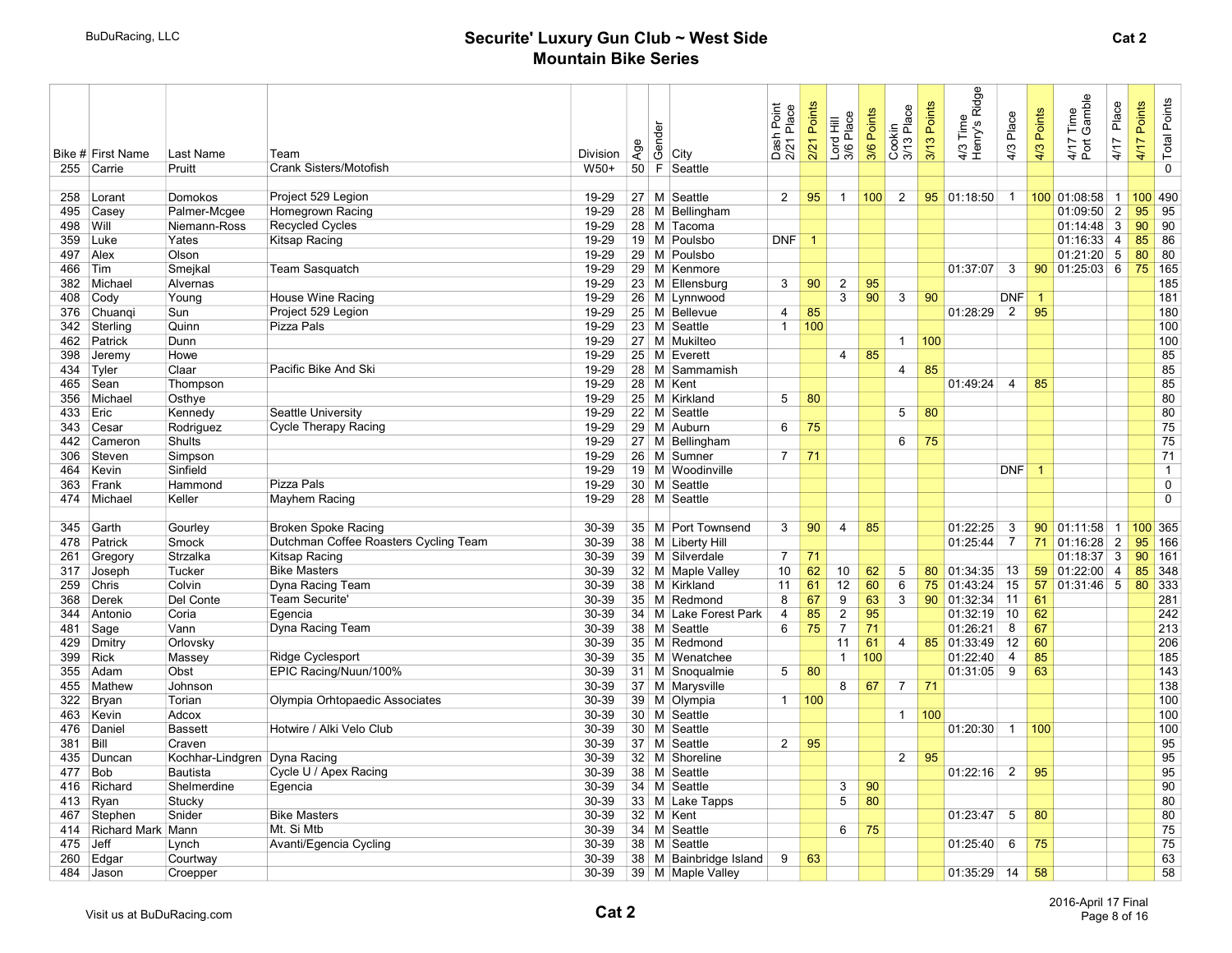# Securite' Luxury Gun Club ~ West Side
## Mountain Bike Series

BuDuRacing, LLC

Cat 2

| Bike # | First Name | Last Name | Team | Division | Age | Gender | City | Dash Point 2/21 Place | 2/21 Points | Lord Hill 3/6 Place | 3/6 Points | Cookin 3/13 Place | 3/13 Points | 4/3 Time Henry's Ridge | 4/3 Place | 4/3 Points | 4/17 Time Port Gamble | 4/17 Place | 4/17 Points | Total Points |
|---|---|---|---|---|---|---|---|---|---|---|---|---|---|---|---|---|---|---|---|---|
| 255 | Carrie | Pruitt | Crank Sisters/Motofish | W50+ | 50 | F | Seattle | | | | | | | | | | | | | 0 |
| | | | | | | | | | | | | | | | | | | | | |
| 258 | Lorant | Domokos | Project 529 Legion | 19-29 | 27 | M | Seattle | 2 | 95 | 1 | 100 | 2 | 95 | 01:18:50 | 1 | 100 | 01:08:58 | 1 | 100 | 490 |
| 495 | Casey | Palmer-Mcgee | Homegrown Racing | 19-29 | 28 | M | Bellingham | | | | | | | | | | 01:09:50 | 2 | 95 | 95 |
| 498 | Will | Niemann-Ross | Recycled Cycles | 19-29 | 28 | M | Tacoma | | | | | | | | | | 01:14:48 | 3 | 90 | 90 |
| 359 | Luke | Yates | Kitsap Racing | 19-29 | 19 | M | Poulsbo | DNF | 1 | | | | | | | | 01:16:33 | 4 | 85 | 86 |
| 497 | Alex | Olson | | 19-29 | 29 | M | Poulsbo | | | | | | | | | | 01:21:20 | 5 | 80 | 80 |
| 466 | Tim | Smejkal | Team Sasquatch | 19-29 | 29 | M | Kenmore | | | | | | | 01:37:07 | 3 | 90 | 01:25:03 | 6 | 75 | 165 |
| 382 | Michael | Alvernas | | 19-29 | 23 | M | Ellensburg | 3 | 90 | 2 | 95 | | | | | | | | | 185 |
| 408 | Cody | Young | House Wine Racing | 19-29 | 26 | M | Lynnwood | | | 3 | 90 | 3 | 90 | | DNF | 1 | | | | 181 |
| 376 | Chuanqi | Sun | Project 529 Legion | 19-29 | 25 | M | Bellevue | 4 | 85 | | | | | 01:28:29 | 2 | 95 | | | | 180 |
| 342 | Sterling | Quinn | Pizza Pals | 19-29 | 23 | M | Seattle | 1 | 100 | | | | | | | | | | | 100 |
| 462 | Patrick | Dunn | | 19-29 | 27 | M | Mukilteo | | | | | 1 | 100 | | | | | | | 100 |
| 398 | Jeremy | Howe | | 19-29 | 25 | M | Everett | | | 4 | 85 | | | | | | | | | 85 |
| 434 | Tyler | Claar | Pacific Bike And Ski | 19-29 | 28 | M | Sammamish | | | | | 4 | 85 | | | | | | | 85 |
| 465 | Sean | Thompson | | 19-29 | 28 | M | Kent | | | | | | | 01:49:24 | 4 | 85 | | | | 85 |
| 356 | Michael | Osthye | | 19-29 | 25 | M | Kirkland | 5 | 80 | | | | | | | | | | | 80 |
| 433 | Eric | Kennedy | Seattle University | 19-29 | 22 | M | Seattle | | | | | 5 | 80 | | | | | | | 80 |
| 343 | Cesar | Rodriguez | Cycle Therapy Racing | 19-29 | 29 | M | Auburn | 6 | 75 | | | | | | | | | | | 75 |
| 442 | Cameron | Shults | | 19-29 | 27 | M | Bellingham | | | | | 6 | 75 | | | | | | | 75 |
| 306 | Steven | Simpson | | 19-29 | 26 | M | Sumner | 7 | 71 | | | | | | | | | | | 71 |
| 464 | Kevin | Sinfield | | 19-29 | 19 | M | Woodinville | | | | | | | | DNF | 1 | | | | 1 |
| 363 | Frank | Hammond | Pizza Pals | 19-29 | 30 | M | Seattle | | | | | | | | | | | | | 0 |
| 474 | Michael | Keller | Mayhem Racing | 19-29 | 28 | M | Seattle | | | | | | | | | | | | | 0 |
| | | | | | | | | | | | | | | | | | | | | |
| 345 | Garth | Gourley | Broken Spoke Racing | 30-39 | 35 | M | Port Townsend | 3 | 90 | 4 | 85 | | | 01:22:25 | 3 | 90 | 01:11:58 | 1 | 100 | 365 |
| 478 | Patrick | Smock | Dutchman Coffee Roasters Cycling Team | 30-39 | 38 | M | Liberty Hill | | | | | | | 01:25:44 | 7 | 71 | 01:16:28 | 2 | 95 | 166 |
| 261 | Gregory | Strzalka | Kitsap Racing | 30-39 | 39 | M | Silverdale | 7 | 71 | | | | | | | | 01:18:37 | 3 | 90 | 161 |
| 317 | Joseph | Tucker | Bike Masters | 30-39 | 32 | M | Maple Valley | 10 | 62 | 10 | 62 | 5 | 80 | 01:34:35 | 13 | 59 | 01:22:00 | 4 | 85 | 348 |
| 259 | Chris | Colvin | Dyna Racing Team | 30-39 | 38 | M | Kirkland | 11 | 61 | 12 | 60 | 6 | 75 | 01:43:24 | 15 | 57 | 01:31:46 | 5 | 80 | 333 |
| 368 | Derek | Del Conte | Team Securite' | 30-39 | 35 | M | Redmond | 8 | 67 | 9 | 63 | 3 | 90 | 01:32:34 | 11 | 61 | | | | 281 |
| 344 | Antonio | Coria | Egencia | 30-39 | 34 | M | Lake Forest Park | 4 | 85 | 2 | 95 | | | 01:32:19 | 10 | 62 | | | | 242 |
| 481 | Sage | Vann | Dyna Racing Team | 30-39 | 38 | M | Seattle | 6 | 75 | 7 | 71 | | | 01:26:21 | 8 | 67 | | | | 213 |
| 429 | Dmitry | Orlovsky | | 30-39 | 35 | M | Redmond | | | 11 | 61 | 4 | 85 | 01:33:49 | 12 | 60 | | | | 206 |
| 399 | Rick | Massey | Ridge Cyclesport | 30-39 | 35 | M | Wenatchee | | | 1 | 100 | | | 01:22:40 | 4 | 85 | | | | 185 |
| 355 | Adam | Obst | EPIC Racing/Nuun/100% | 30-39 | 31 | M | Snoqualmie | 5 | 80 | | | | | 01:31:05 | 9 | 63 | | | | 143 |
| 455 | Mathew | Johnson | | 30-39 | 37 | M | Marysville | | | 8 | 67 | 7 | 71 | | | | | | | 138 |
| 322 | Bryan | Torian | Olympia Orhtopaedic Associates | 30-39 | 39 | M | Olympia | 1 | 100 | | | | | | | | | | | 100 |
| 463 | Kevin | Adcox | | 30-39 | 30 | M | Seattle | | | | | 1 | 100 | | | | | | | 100 |
| 476 | Daniel | Bassett | Hotwire / Alki Velo Club | 30-39 | 30 | M | Seattle | | | | | | | 01:20:30 | 1 | 100 | | | | 100 |
| 381 | Bill | Craven | | 30-39 | 37 | M | Seattle | 2 | 95 | | | | | | | | | | | 95 |
| 435 | Duncan | Kochhar-Lindgren | Dyna Racing | 30-39 | 32 | M | Shoreline | | | | | 2 | 95 | | | | | | | 95 |
| 477 | Bob | Bautista | Cycle U / Apex Racing | 30-39 | 38 | M | Seattle | | | | | | | 01:22:16 | 2 | 95 | | | | 95 |
| 416 | Richard | Shelmerdine | Egencia | 30-39 | 34 | M | Seattle | | | 3 | 90 | | | | | | | | | 90 |
| 413 | Ryan | Stucky | | 30-39 | 33 | M | Lake Tapps | | | 5 | 80 | | | | | | | | | 80 |
| 467 | Stephen | Snider | Bike Masters | 30-39 | 32 | M | Kent | | | | | | | 01:23:47 | 5 | 80 | | | | 80 |
| 414 | Richard Mark | Mann | Mt. Si Mtb | 30-39 | 34 | M | Seattle | | | 6 | 75 | | | | | | | | | 75 |
| 475 | Jeff | Lynch | Avanti/Egencia Cycling | 30-39 | 38 | M | Seattle | | | | | | | 01:25:40 | 6 | 75 | | | | 75 |
| 260 | Edgar | Courtway | | 30-39 | 38 | M | Bainbridge Island | 9 | 63 | | | | | | | | | | | 63 |
| 484 | Jason | Croepper | | 30-39 | 39 | M | Maple Valley | | | | | | | 01:35:29 | 14 | 58 | | | | 58 |

Visit us at BuDuRacing.com

Cat 2

2016-April 17 Final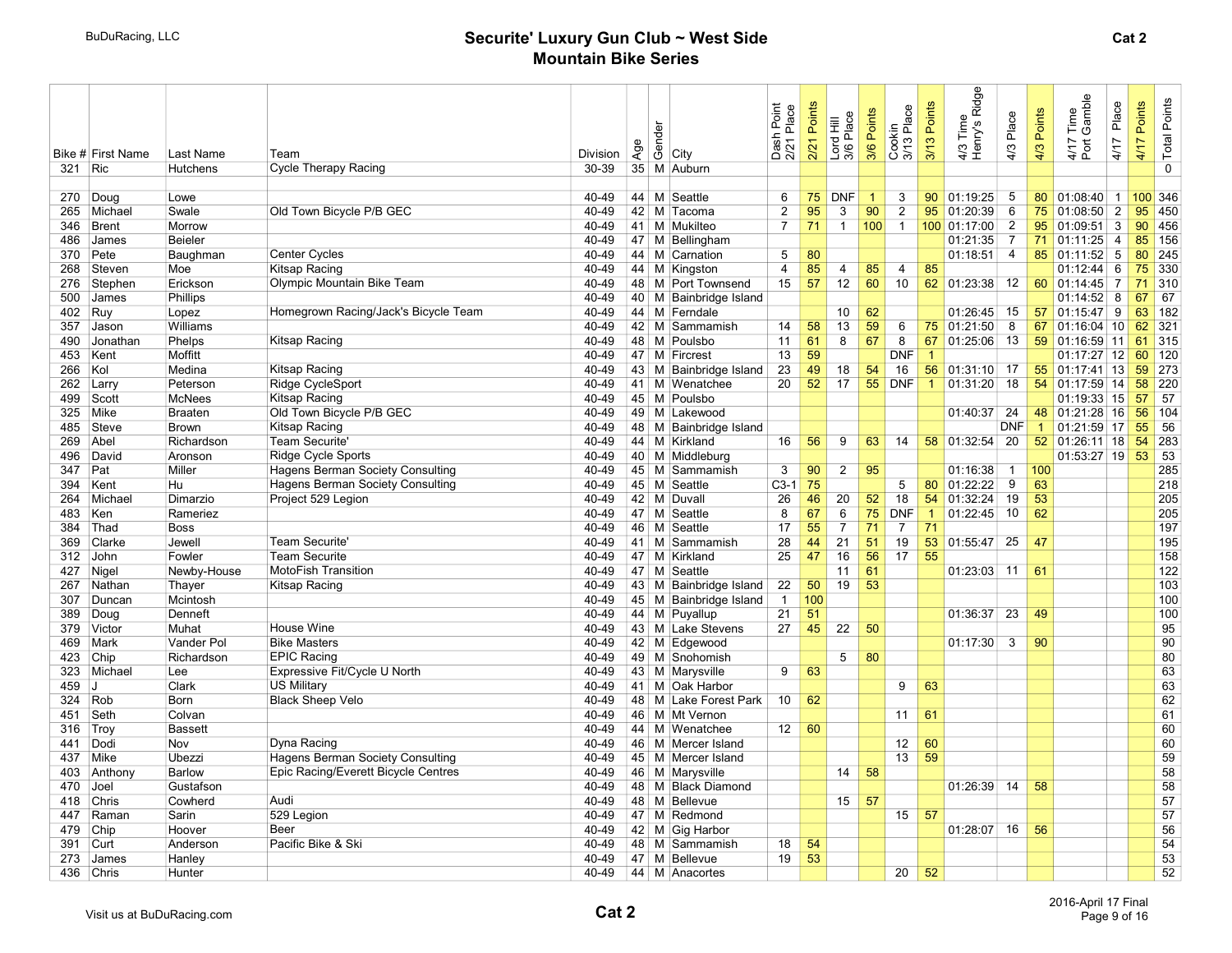# Securite' Luxury Gun Club ~ West Side

## Mountain Bike Series

| Bike # | First Name | Last Name | Team | Division | Age | Gender | City | Dash Point 2/21 Place | 2/21 Points | Lord Hill 3/6 Place | 3/6 Points | Cookin 3/13 Place | 3/13 Points | 4/3 Time Henry's Ridge | 4/3 Place | 4/3 Points | 4/17 Time Port Gamble | 4/17 Place | 4/17 Points | Total Points |
|---|---|---|---|---|---|---|---|---|---|---|---|---|---|---|---|---|---|---|---|---|
| 321 | Ric | Hutchens | Cycle Therapy Racing | 30-39 | 35 | M | Auburn | | | | | | | | | | | | | 0 |
| | | | | | | | | | | | | | | | | | | | | |
| 270 | Doug | Lowe | | 40-49 | 44 | M | Seattle | 6 | 75 | DNF | 1 | 3 | 90 | 01:19:25 | 5 | 80 | 01:08:40 | 1 | 100 | 346 |
| 265 | Michael | Swale | Old Town Bicycle P/B GEC | 40-49 | 42 | M | Tacoma | 2 | 95 | 3 | 90 | 2 | 95 | 01:20:39 | 6 | 75 | 01:08:50 | 2 | 95 | 450 |
| 346 | Brent | Morrow | | 40-49 | 41 | M | Mukilteo | 7 | 71 | 1 | 100 | 1 | 100 | 01:17:00 | 2 | 95 | 01:09:51 | 3 | 90 | 456 |
| 486 | James | Beieler | | 40-49 | 47 | M | Bellingham | | | | | | | 01:21:35 | 7 | 71 | 01:11:25 | 4 | 85 | 156 |
| 370 | Pete | Baughman | Center Cycles | 40-49 | 44 | M | Carnation | 5 | 80 | | | | | 01:18:51 | 4 | 85 | 01:11:52 | 5 | 80 | 245 |
| 268 | Steven | Moe | Kitsap Racing | 40-49 | 44 | M | Kingston | 4 | 85 | 4 | 85 | 4 | 85 | | | | 01:12:44 | 6 | 75 | 330 |
| 276 | Stephen | Erickson | Olympic Mountain Bike Team | 40-49 | 48 | M | Port Townsend | 15 | 57 | 12 | 60 | 10 | 62 | 01:23:38 | 12 | 60 | 01:14:45 | 7 | 71 | 310 |
| 500 | James | Phillips | | 40-49 | 40 | M | Bainbridge Island | | | | | | | | | | 01:14:52 | 8 | 67 | 67 |
| 402 | Ruy | Lopez | Homegrown Racing/Jack's Bicycle Team | 40-49 | 44 | M | Ferndale | | | 10 | 62 | | | 01:26:45 | 15 | 57 | 01:15:47 | 9 | 63 | 182 |
| 357 | Jason | Williams | | 40-49 | 42 | M | Sammamish | 14 | 58 | 13 | 59 | 6 | 75 | 01:21:50 | 8 | 67 | 01:16:04 | 10 | 62 | 321 |
| 490 | Jonathan | Phelps | Kitsap Racing | 40-49 | 48 | M | Poulsbo | 11 | 61 | 8 | 67 | 8 | 67 | 01:25:06 | 13 | 59 | 01:16:59 | 11 | 61 | 315 |
| 453 | Kent | Moffitt | | 40-49 | 47 | M | Fircrest | 13 | 59 | | | DNF | 1 | | | | 01:17:27 | 12 | 60 | 120 |
| 266 | Kol | Medina | Kitsap Racing | 40-49 | 43 | M | Bainbridge Island | 23 | 49 | 18 | 54 | 16 | 56 | 01:31:10 | 17 | 55 | 01:17:41 | 13 | 59 | 273 |
| 262 | Larry | Peterson | Ridge CycleSport | 40-49 | 41 | M | Wenatchee | 20 | 52 | 17 | 55 | DNF | 1 | 01:31:20 | 18 | 54 | 01:17:59 | 14 | 58 | 220 |
| 499 | Scott | McNees | Kitsap Racing | 40-49 | 45 | M | Poulsbo | | | | | | | | | | 01:19:33 | 15 | 57 | 57 |
| 325 | Mike | Braaten | Old Town Bicycle P/B GEC | 40-49 | 49 | M | Lakewood | | | | | | | 01:40:37 | 24 | 48 | 01:21:28 | 16 | 56 | 104 |
| 485 | Steve | Brown | Kitsap Racing | 40-49 | 48 | M | Bainbridge Island | | | | | | | | DNF | 1 | 01:21:59 | 17 | 55 | 56 |
| 269 | Abel | Richardson | Team Securite' | 40-49 | 44 | M | Kirkland | 16 | 56 | 9 | 63 | 14 | 58 | 01:32:54 | 20 | 52 | 01:26:11 | 18 | 54 | 283 |
| 496 | David | Aronson | Ridge Cycle Sports | 40-49 | 40 | M | Middleburg | | | | | | | | | | 01:53:27 | 19 | 53 | 53 |
| 347 | Pat | Miller | Hagens Berman Society Consulting | 40-49 | 45 | M | Sammamish | 3 | 90 | 2 | 95 | | | 01:16:38 | 1 | 100 | | | | 285 |
| 394 | Kent | Hu | Hagens Berman Society Consulting | 40-49 | 45 | M | Seattle | C3-1 | 75 | | | 5 | 80 | 01:22:22 | 9 | 63 | | | | 218 |
| 264 | Michael | Dimarzio | Project 529 Legion | 40-49 | 42 | M | Duvall | 26 | 46 | 20 | 52 | 18 | 54 | 01:32:24 | 19 | 53 | | | | 205 |
| 483 | Ken | Rameriez | | 40-49 | 47 | M | Seattle | 8 | 67 | 6 | 75 | DNF | 1 | 01:22:45 | 10 | 62 | | | | 205 |
| 384 | Thad | Boss | | 40-49 | 46 | M | Seattle | 17 | 55 | 7 | 71 | 7 | 71 | | | | | | | 197 |
| 369 | Clarke | Jewell | Team Securite' | 40-49 | 41 | M | Sammamish | 28 | 44 | 21 | 51 | 19 | 53 | 01:55:47 | 25 | 47 | | | | 195 |
| 312 | John | Fowler | Team Securite | 40-49 | 47 | M | Kirkland | 25 | 47 | 16 | 56 | 17 | 55 | | | | | | | 158 |
| 427 | Nigel | Newby-House | MotoFish Transition | 40-49 | 47 | M | Seattle | | | 11 | 61 | | | 01:23:03 | 11 | 61 | | | | 122 |
| 267 | Nathan | Thayer | Kitsap Racing | 40-49 | 43 | M | Bainbridge Island | 22 | 50 | 19 | 53 | | | | | | | | | 103 |
| 307 | Duncan | Mcintosh | | 40-49 | 45 | M | Bainbridge Island | 1 | 100 | | | | | | | | | | | 100 |
| 389 | Doug | Denneft | | 40-49 | 44 | M | Puyallup | 21 | 51 | | | | | 01:36:37 | 23 | 49 | | | | 100 |
| 379 | Victor | Muhat | House Wine | 40-49 | 43 | M | Lake Stevens | 27 | 45 | 22 | 50 | | | | | | | | | 95 |
| 469 | Mark | Vander Pol | Bike Masters | 40-49 | 42 | M | Edgewood | | | | | | | 01:17:30 | 3 | 90 | | | | 90 |
| 423 | Chip | Richardson | EPIC Racing | 40-49 | 49 | M | Snohomish | | | 5 | 80 | | | | | | | | | 80 |
| 323 | Michael | Lee | Expressive Fit/Cycle U North | 40-49 | 43 | M | Marysville | 9 | 63 | | | | | | | | | | | 63 |
| 459 | J | Clark | US Military | 40-49 | 41 | M | Oak Harbor | | | | | 9 | 63 | | | | | | | 63 |
| 324 | Rob | Born | Black Sheep Velo | 40-49 | 48 | M | Lake Forest Park | 10 | 62 | | | | | | | | | | | 62 |
| 451 | Seth | Colvan | | 40-49 | 46 | M | Mt Vernon | | | | | 11 | 61 | | | | | | | 61 |
| 316 | Troy | Bassett | | 40-49 | 44 | M | Wenatchee | 12 | 60 | | | | | | | | | | | 60 |
| 441 | Dodi | Nov | Dyna Racing | 40-49 | 46 | M | Mercer Island | | | | | 12 | 60 | | | | | | | 60 |
| 437 | Mike | Ubezzi | Hagens Berman Society Consulting | 40-49 | 45 | M | Mercer Island | | | | | 13 | 59 | | | | | | | 59 |
| 403 | Anthony | Barlow | Epic Racing/Everett Bicycle Centres | 40-49 | 46 | M | Marysville | | | 14 | 58 | | | | | | | | | 58 |
| 470 | Joel | Gustafson | | 40-49 | 48 | M | Black Diamond | | | | | | | 01:26:39 | 14 | 58 | | | | 58 |
| 418 | Chris | Cowherd | Audi | 40-49 | 48 | M | Bellevue | | | 15 | 57 | | | | | | | | | 57 |
| 447 | Raman | Sarin | 529 Legion | 40-49 | 47 | M | Redmond | | | | | 15 | 57 | | | | | | | 57 |
| 479 | Chip | Hoover | Beer | 40-49 | 42 | M | Gig Harbor | | | | | | | 01:28:07 | 16 | 56 | | | | 56 |
| 391 | Curt | Anderson | Pacific Bike & Ski | 40-49 | 48 | M | Sammamish | 18 | 54 | | | | | | | | | | | 54 |
| 273 | James | Hanley | | 40-49 | 47 | M | Bellevue | 19 | 53 | | | | | | | | | | | 53 |
| 436 | Chris | Hunter | | 40-49 | 44 | M | Anacortes | | | | | 20 | 52 | | | | | | | 52 |

Visit us at BuDuRacing.com

2016-April 17 Final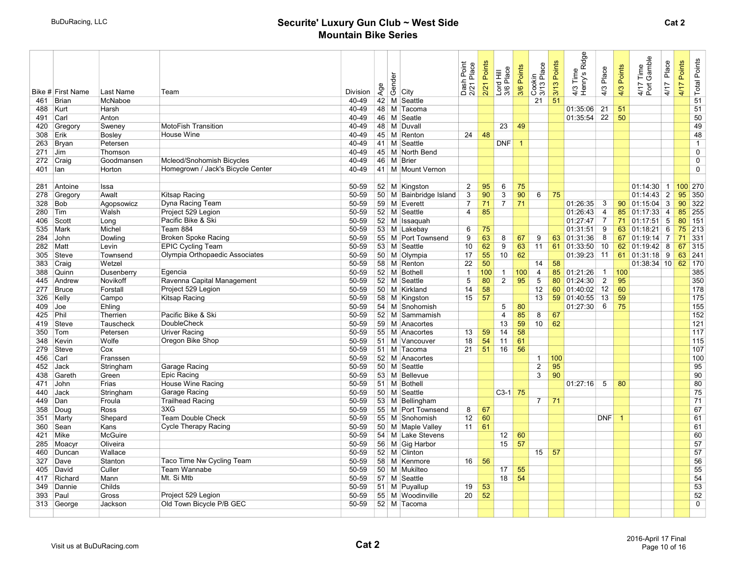# Securite' Luxury Gun Club ~ West Side
## Mountain Bike Series

BuDuRacing, LLC

Cat 2

| Bike # | First Name | Last Name | Team | Division | Age | Gender | City | Dash Point 2/21 Place | 2/21 Points | Lord Hill 3/6 Place | 3/6 Points | Cookin 3/13 Place | 3/13 Points | 4/3 Time Henry's Ridge | 4/3 Place | 4/3 Points | 4/17 Time Port Gamble | 4/17 Place | 4/17 Points | Total Points |
|---|---|---|---|---|---|---|---|---|---|---|---|---|---|---|---|---|---|---|---|---|
| 461 | Brian | McNaboe | | 40-49 | 42 | M | Seattle | | | | | 21 | 51 | | | | | | | 51 |
| 488 | Kurt | Harsh | | 40-49 | 48 | M | Tacoma | | | | | | | 01:35:06 | 21 | 51 | | | | 51 |
| 491 | Carl | Anton | | 40-49 | 46 | M | Seatle | | | | | | | 01:35:54 | 22 | 50 | | | | 50 |
| 420 | Gregory | Sweney | MotoFish Transition | 40-49 | 48 | M | Duvall | | | 23 | 49 | | | | | | | | | 49 |
| 308 | Erik | Bosley | House Wine | 40-49 | 45 | M | Renton | 24 | 48 | | | | | | | | | | | 48 |
| 263 | Bryan | Petersen | | 40-49 | 41 | M | Seattle | | | DNF | 1 | | | | | | | | | 1 |
| 271 | Jim | Thomson | | 40-49 | 45 | M | North Bend | | | | | | | | | | | | | 0 |
| 272 | Craig | Goodmansen | Mcleod/Snohomish Bicycles | 40-49 | 46 | M | Brier | | | | | | | | | | | | | 0 |
| 401 | Ian | Horton | Homegrown / Jack's Bicycle Center | 40-49 | 41 | M | Mount Vernon | | | | | | | | | | | | | 0 |
| | | | | | | | | | | | | | | | | | | | | |
| 281 | Antoine | Issa | | 50-59 | 52 | M | Kingston | 2 | 95 | 6 | 75 | | | | | | 01:14:30 | 1 | 100 | 270 |
| 278 | Gregory | Awalt | Kitsap Racing | 50-59 | 50 | M | Bainbridge Island | 3 | 90 | 3 | 90 | 6 | 75 | | | | 01:14:43 | 2 | 95 | 350 |
| 328 | Bob | Agopsowicz | Dyna Racing Team | 50-59 | 59 | M | Everett | 7 | 71 | 7 | 71 | | | 01:26:35 | 3 | 90 | 01:15:04 | 3 | 90 | 322 |
| 280 | Tim | Walsh | Project 529 Legion | 50-59 | 52 | M | Seattle | 4 | 85 | | | | | 01:26:43 | 4 | 85 | 01:17:33 | 4 | 85 | 255 |
| 406 | Scott | Long | Pacific Bike & Ski | 50-59 | 52 | M | Issaquah | | | | | | | 01:27:47 | 7 | 71 | 01:17:51 | 5 | 80 | 151 |
| 535 | Mark | Michel | Team 884 | 50-59 | 53 | M | Lakebay | 6 | 75 | | | | | 01:31:51 | 9 | 63 | 01:18:21 | 6 | 75 | 213 |
| 284 | John | Dowling | Broken Spoke Racing | 50-59 | 55 | M | Port Townsend | 9 | 63 | 8 | 67 | 9 | 63 | 01:31:36 | 8 | 67 | 01:19:14 | 7 | 71 | 331 |
| 282 | Matt | Levin | EPIC Cycling Team | 50-59 | 53 | M | Seattle | 10 | 62 | 9 | 63 | 11 | 61 | 01:33:50 | 10 | 62 | 01:19:42 | 8 | 67 | 315 |
| 305 | Steve | Townsend | Olympia Orthopaedic Associates | 50-59 | 50 | M | Olympia | 17 | 55 | 10 | 62 | | | 01:39:23 | 11 | 61 | 01:31:18 | 9 | 63 | 241 |
| 383 | Craig | Wetzel | | 50-59 | 58 | M | Renton | 22 | 50 | | | 14 | 58 | | | | 01:38:34 | 10 | 62 | 170 |
| 388 | Quinn | Dusenberry | Egencia | 50-59 | 52 | M | Bothell | 1 | 100 | 1 | 100 | 4 | 85 | 01:21:26 | 1 | 100 | | | | 385 |
| 445 | Andrew | Novikoff | Ravenna Capital Management | 50-59 | 52 | M | Seattle | 5 | 80 | 2 | 95 | 5 | 80 | 01:24:30 | 2 | 95 | | | | 350 |
| 277 | Bruce | Forstall | Project 529 Legion | 50-59 | 50 | M | Kirkland | 14 | 58 | | | 12 | 60 | 01:40:02 | 12 | 60 | | | | 178 |
| 326 | Kelly | Campo | Kitsap Racing | 50-59 | 58 | M | Kingston | 15 | 57 | | | 13 | 59 | 01:40:55 | 13 | 59 | | | | 175 |
| 409 | Joe | Ehling | | 50-59 | 54 | M | Snohomish | | | 5 | 80 | | | 01:27:30 | 6 | 75 | | | | 155 |
| 425 | Phil | Therrien | Pacific Bike & Ski | 50-59 | 52 | M | Sammamish | | | 4 | 85 | 8 | 67 | | | | | | | 152 |
| 419 | Steve | Tauscheck | DoubleCheck | 50-59 | 59 | M | Anacortes | | | 13 | 59 | 10 | 62 | | | | | | | 121 |
| 350 | Tom | Petersen | Uriver Racing | 50-59 | 55 | M | Anacortes | 13 | 59 | 14 | 58 | | | | | | | | | 117 |
| 348 | Kevin | Wolfe | Oregon Bike Shop | 50-59 | 51 | M | Vancouver | 18 | 54 | 11 | 61 | | | | | | | | | 115 |
| 279 | Steve | Cox | | 50-59 | 51 | M | Tacoma | 21 | 51 | 16 | 56 | | | | | | | | | 107 |
| 456 | Carl | Franssen | | 50-59 | 52 | M | Anacortes | | | | | 1 | 100 | | | | | | | 100 |
| 452 | Jack | Stringham | Garage Racing | 50-59 | 50 | M | Seattle | | | | | 2 | 95 | | | | | | | 95 |
| 438 | Gareth | Green | Epic Racing | 50-59 | 53 | M | Bellevue | | | | | 3 | 90 | | | | | | | 90 |
| 471 | John | Frias | House Wine Racing | 50-59 | 51 | M | Bothell | | | | | | | 01:27:16 | 5 | 80 | | | | 80 |
| 440 | Jack | Stringham | Garage Racing | 50-59 | 50 | M | Seattle | | | C3-1 | 75 | | | | | | | | | 75 |
| 449 | Dan | Froula | Trailhead Racing | 50-59 | 53 | M | Bellingham | | | | | 7 | 71 | | | | | | | 71 |
| 358 | Doug | Ross | 3XG | 50-59 | 55 | M | Port Townsend | 8 | 67 | | | | | | | | | | | 67 |
| 351 | Marty | Shepard | Team Double Check | 50-59 | 55 | M | Snohomish | 12 | 60 | | | | | | DNF | 1 | | | | 61 |
| 360 | Sean | Kans | Cycle Therapy Racing | 50-59 | 50 | M | Maple Valley | 11 | 61 | | | | | | | | | | | 61 |
| 421 | Mike | McGuire | | 50-59 | 54 | M | Lake Stevens | | | 12 | 60 | | | | | | | | | 60 |
| 285 | Moacyr | Oliveira | | 50-59 | 56 | M | Gig Harbor | | | 15 | 57 | | | | | | | | | 57 |
| 460 | Duncan | Wallace | | 50-59 | 52 | M | Clinton | | | | | 15 | 57 | | | | | | | 57 |
| 327 | Dave | Stanton | Taco Time Nw Cycling Team | 50-59 | 58 | M | Kenmore | 16 | 56 | | | | | | | | | | | 56 |
| 405 | David | Culler | Team Wannabe | 50-59 | 50 | M | Mukilteo | | | 17 | 55 | | | | | | | | | 55 |
| 417 | Richard | Mann | Mt. Si Mtb | 50-59 | 57 | M | Seattle | | | 18 | 54 | | | | | | | | | 54 |
| 349 | Dannie | Childs | | 50-59 | 51 | M | Puyallup | 19 | 53 | | | | | | | | | | | 53 |
| 393 | Paul | Gross | Project 529 Legion | 50-59 | 55 | M | Woodinville | 20 | 52 | | | | | | | | | | | 52 |
| 313 | George | Jackson | Old Town Bicycle P/B GEC | 50-59 | 52 | M | Tacoma | | | | | | | | | | | | | 0 |

Visit us at BuDuRacing.com

Cat 2

2016-April 17 Final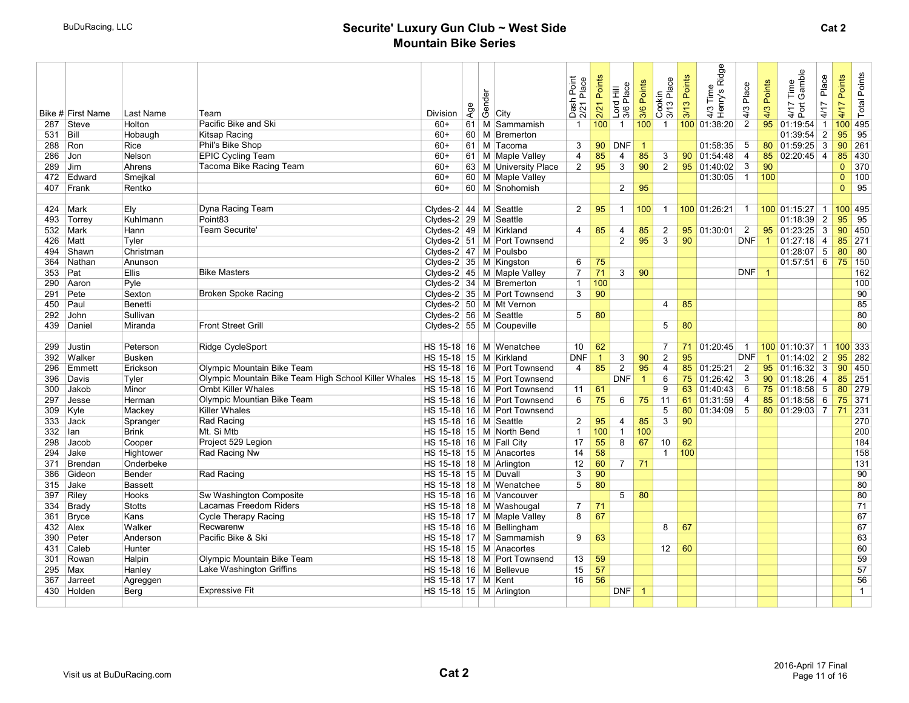# Securite' Luxury Gun Club ~ West Side
## Mountain Bike Series

**Cat 2**

| Bike # | First Name | Last Name | Team | Division | Age | Gender | City | Dash Point 2/21 Place | 2/21 Points | Lord Hill 3/6 Place | 3/6 Points | Cookin 3/13 Place | 3/13 Points | 4/3 Time Henry's Ridge | 4/3 Place | 4/3 Points | 4/17 Time Port Gamble | 4/17 Place | 4/17 Points | Total Points |
|---|---|---|---|---|---|---|---|---|---|---|---|---|---|---|---|---|---|---|---|---|
| 287 | Steve | Holton | Pacific Bike and Ski | 60+ | 61 | M | Sammamish | 1 | 100 | 1 | 100 | 1 | 100 | 01:38:20 | 2 | 95 | 01:19:54 | 1 | 100 | 495 |
| 531 | Bill | Hobaugh | Kitsap Racing | 60+ | 60 | M | Bremerton | | | | | | | | | | 01:39:54 | 2 | 95 | 95 |
| 288 | Ron | Rice | Phil's Bike Shop | 60+ | 61 | M | Tacoma | 3 | 90 | DNF | 1 | | | 01:58:35 | 5 | 80 | 01:59:25 | 3 | 90 | 261 |
| 286 | Jon | Nelson | EPIC Cycling Team | 60+ | 61 | M | Maple Valley | 4 | 85 | 4 | 85 | 3 | 90 | 01:54:48 | 4 | 85 | 02:20:45 | 4 | 85 | 430 |
| 289 | Jim | Ahrens | Tacoma Bike Racing Team | 60+ | 63 | M | University Place | 2 | 95 | 3 | 90 | 2 | 95 | 01:40:02 | 3 | 90 | | | 0 | 370 |
| 472 | Edward | Smejkal | | 60+ | 60 | M | Maple Valley | | | | | | | 01:30:05 | 1 | 100 | | | 0 | 100 |
| 407 | Frank | Rentko | | 60+ | 60 | M | Snohomish | | | 2 | 95 | | | | | | | | 0 | 95 |
| | | | | | | | | | | | | | | | | | | | | |
| 424 | Mark | Ely | Dyna Racing Team | Clydes-2 | 44 | M | Seattle | 2 | 95 | 1 | 100 | 1 | 100 | 01:26:21 | 1 | 100 | 01:15:27 | 1 | 100 | 495 |
| 493 | Torrey | Kuhlmann | Point83 | Clydes-2 | 29 | M | Seattle | | | | | | | | | | 01:18:39 | 2 | 95 | 95 |
| 532 | Mark | Hann | Team Securite' | Clydes-2 | 49 | M | Kirkland | 4 | 85 | 4 | 85 | 2 | 95 | 01:30:01 | 2 | 95 | 01:23:25 | 3 | 90 | 450 |
| 426 | Matt | Tyler | | Clydes-2 | 51 | M | Port Townsend | | | 2 | 95 | 3 | 90 | | DNF | 1 | 01:27:18 | 4 | 85 | 271 |
| 494 | Shawn | Christman | | Clydes-2 | 47 | M | Poulsbo | | | | | | | | | | 01:28:07 | 5 | 80 | 80 |
| 364 | Nathan | Anunson | | Clydes-2 | 35 | M | Kingston | 6 | 75 | | | | | | | | 01:57:51 | 6 | 75 | 150 |
| 353 | Pat | Ellis | Bike Masters | Clydes-2 | 45 | M | Maple Valley | 7 | 71 | 3 | 90 | | | | DNF | 1 | | | | 162 |
| 290 | Aaron | Pyle | | Clydes-2 | 34 | M | Bremerton | 1 | 100 | | | | | | | | | | | 100 |
| 291 | Pete | Sexton | Broken Spoke Racing | Clydes-2 | 35 | M | Port Townsend | 3 | 90 | | | | | | | | | | | 90 |
| 450 | Paul | Benetti | | Clydes-2 | 50 | M | Mt Vernon | | | | | 4 | 85 | | | | | | | 85 |
| 292 | John | Sullivan | | Clydes-2 | 56 | M | Seattle | 5 | 80 | | | | | | | | | | | 80 |
| 439 | Daniel | Miranda | Front Street Grill | Clydes-2 | 55 | M | Coupeville | | | | | 5 | 80 | | | | | | | 80 |
| | | | | | | | | | | | | | | | | | | | | |
| 299 | Justin | Peterson | Ridge CycleSport | HS 15-18 | 16 | M | Wenatchee | 10 | 62 | | | 7 | 71 | 01:20:45 | 1 | 100 | 01:10:37 | 1 | 100 | 333 |
| 392 | Walker | Busken | | HS 15-18 | 15 | M | Kirkland | DNF | 1 | 3 | 90 | 2 | 95 | | DNF | 1 | 01:14:02 | 2 | 95 | 282 |
| 296 | Emmett | Erickson | Olympic Mountain Bike Team | HS 15-18 | 16 | M | Port Townsend | 4 | 85 | 2 | 95 | 4 | 85 | 01:25:21 | 2 | 95 | 01:16:32 | 3 | 90 | 450 |
| 396 | Davis | Tyler | Olympic Mountain Bike Team High School Killer Whales | HS 15-18 | 15 | M | Port Townsend | | | DNF | 1 | 6 | 75 | 01:26:42 | 3 | 90 | 01:18:26 | 4 | 85 | 251 |
| 300 | Jakob | Minor | Ombt Killer Whales | HS 15-18 | 16 | M | Port Townsend | 11 | 61 | | | 9 | 63 | 01:40:43 | 6 | 75 | 01:18:58 | 5 | 80 | 279 |
| 297 | Jesse | Herman | Olympic Mountian Bike Team | HS 15-18 | 16 | M | Port Townsend | 6 | 75 | 6 | 75 | 11 | 61 | 01:31:59 | 4 | 85 | 01:18:58 | 6 | 75 | 371 |
| 309 | Kyle | Mackey | Killer Whales | HS 15-18 | 16 | M | Port Townsend | | | | | 5 | 80 | 01:34:09 | 5 | 80 | 01:29:03 | 7 | 71 | 231 |
| 333 | Jack | Spranger | Rad Racing | HS 15-18 | 16 | M | Seattle | 2 | 95 | 4 | 85 | 3 | 90 | | | | | | | 270 |
| 332 | Ian | Brink | Mt. Si Mtb | HS 15-18 | 15 | M | North Bend | 1 | 100 | 1 | 100 | | | | | | | | | 200 |
| 298 | Jacob | Cooper | Project 529 Legion | HS 15-18 | 16 | M | Fall City | 17 | 55 | 8 | 67 | 10 | 62 | | | | | | | 184 |
| 294 | Jake | Hightower | Rad Racing Nw | HS 15-18 | 15 | M | Anacortes | 14 | 58 | | | 1 | 100 | | | | | | | 158 |
| 371 | Brendan | Onderbeke | | HS 15-18 | 18 | M | Arlington | 12 | 60 | 7 | 71 | | | | | | | | | 131 |
| 386 | Gideon | Bender | Rad Racing | HS 15-18 | 15 | M | Duvall | 3 | 90 | | | | | | | | | | | 90 |
| 315 | Jake | Bassett | | HS 15-18 | 18 | M | Wenatchee | 5 | 80 | | | | | | | | | | | 80 |
| 397 | Riley | Hooks | Sw Washington Composite | HS 15-18 | 16 | M | Vancouver | | | 5 | 80 | | | | | | | | | 80 |
| 334 | Brady | Stotts | Lacamas Freedom Riders | HS 15-18 | 18 | M | Washougal | 7 | 71 | | | | | | | | | | | 71 |
| 361 | Bryce | Kans | Cycle Therapy Racing | HS 15-18 | 17 | M | Maple Valley | 8 | 67 | | | | | | | | | | | 67 |
| 432 | Alex | Walker | Recwarenw | HS 15-18 | 16 | M | Bellingham | | | | | 8 | 67 | | | | | | | 67 |
| 390 | Peter | Anderson | Pacific Bike & Ski | HS 15-18 | 17 | M | Sammamish | 9 | 63 | | | | | | | | | | | 63 |
| 431 | Caleb | Hunter | | HS 15-18 | 15 | M | Anacortes | | | | | 12 | 60 | | | | | | | 60 |
| 301 | Rowan | Halpin | Olympic Mountain Bike Team | HS 15-18 | 18 | M | Port Townsend | 13 | 59 | | | | | | | | | | | 59 |
| 295 | Max | Hanley | Lake Washington Griffins | HS 15-18 | 16 | M | Bellevue | 15 | 57 | | | | | | | | | | | 57 |
| 367 | Jarreet | Agreggen | | HS 15-18 | 17 | M | Kent | 16 | 56 | | | | | | | | | | | 56 |
| 430 | Holden | Berg | Expressive Fit | HS 15-18 | 15 | M | Arlington | | | DNF | 1 | | | | | | | | | 1 |

Visit us at BuDuRacing.com

**Cat 2**

2016-April 17 Final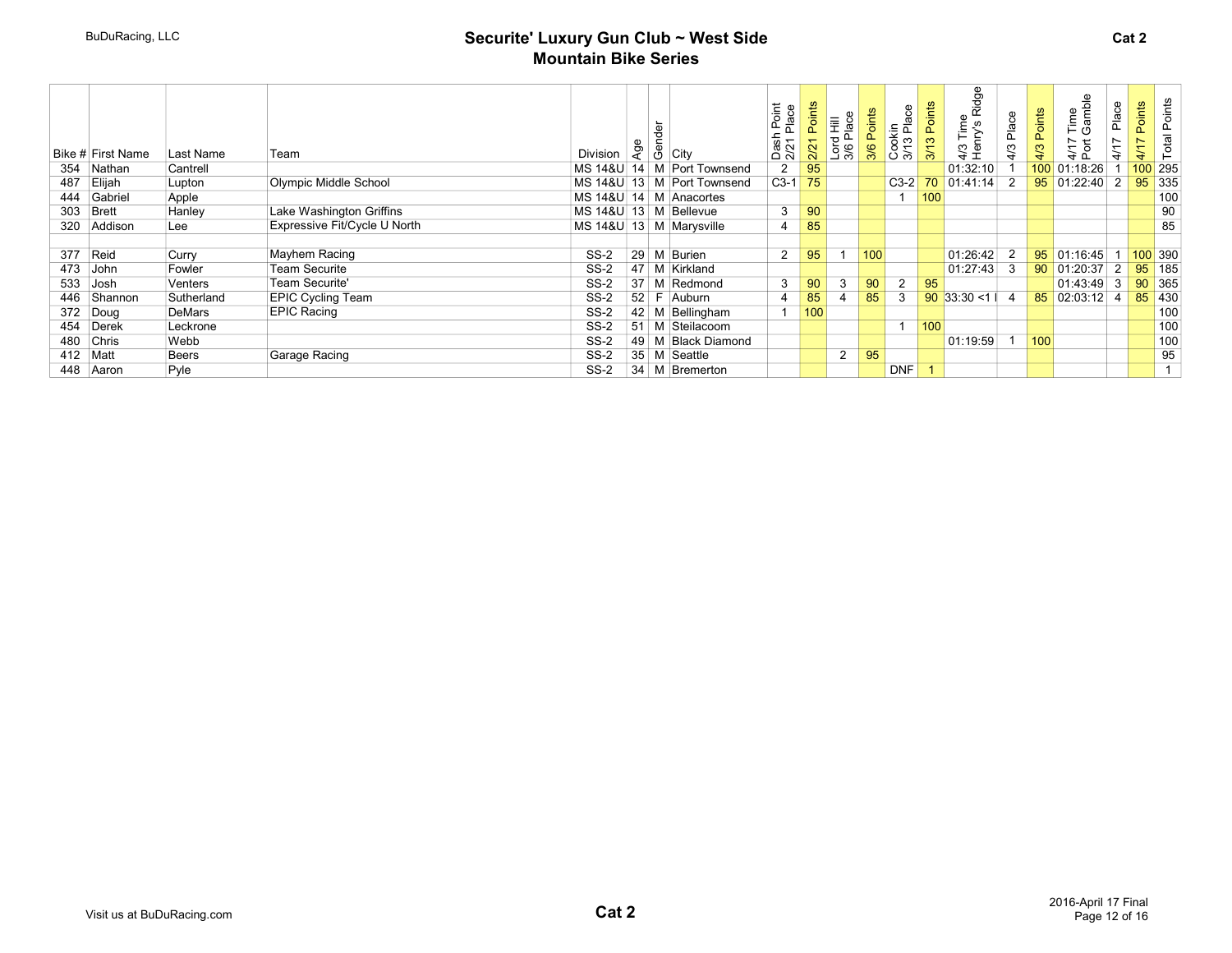# Securite' Luxury Gun Club ~ West Side
## Mountain Bike Series

**Cat 2**

| Bike # | First Name | Last Name | Team | Division | Age | Gender | City | Dash Point 2/21 Place | 2/21 Points | Lord Hill 3/6 Place | 3/6 Points | Cookin 3/13 Place | 3/13 Points | 4/3 Time Henry's Ridge | 4/3 Place | 4/3 Points | 4/17 Time Port Gamble | 4/17 Place | 4/17 Points | Total Points |
|---|---|---|---|---|---|---|---|---|---|---|---|---|---|---|---|---|---|---|---|---|
| 354 | Nathan | Cantrell | | MS 14&U | 14 | M | Port Townsend | 2 | 95 | | | | | 01:32:10 | 1 | 100 | 01:18:26 | 1 | 100 | 295 |
| 487 | Elijah | Lupton | Olympic Middle School | MS 14&U | 13 | M | Port Townsend | C3-1 | 75 | | | C3-2 | 70 | 01:41:14 | 2 | 95 | 01:22:40 | 2 | 95 | 335 |
| 444 | Gabriel | Apple | | MS 14&U | 14 | M | Anacortes | | | | | 1 | 100 | | | | | | | 100 |
| 303 | Brett | Hanley | Lake Washington Griffins | MS 14&U | 13 | M | Bellevue | 3 | 90 | | | | | | | | | | | 90 |
| 320 | Addison | Lee | Expressive Fit/Cycle U North | MS 14&U | 13 | M | Marysville | 4 | 85 | | | | | | | | | | | 85 |
| | | | | | | | | | | | | | | | | | | | | |
| 377 | Reid | Curry | Mayhem Racing | SS-2 | 29 | M | Burien | 2 | 95 | 1 | 100 | | | 01:26:42 | 2 | 95 | 01:16:45 | 1 | 100 | 390 |
| 473 | John | Fowler | Team Securite | SS-2 | 47 | M | Kirkland | | | | | | | 01:27:43 | 3 | 90 | 01:20:37 | 2 | 95 | 185 |
| 533 | Josh | Venters | Team Securite' | SS-2 | 37 | M | Redmond | 3 | 90 | 3 | 90 | 2 | 95 | | | | 01:43:49 | 3 | 90 | 365 |
| 446 | Shannon | Sutherland | EPIC Cycling Team | SS-2 | 52 | F | Auburn | 4 | 85 | 4 | 85 | 3 | 90 | 33:30 <1 l | 4 | 85 | 02:03:12 | 4 | 85 | 430 |
| 372 | Doug | DeMars | EPIC Racing | SS-2 | 42 | M | Bellingham | 1 | 100 | | | | | | | | | | | 100 |
| 454 | Derek | Leckrone | | SS-2 | 51 | M | Steilacoom | | | | | 1 | 100 | | | | | | | 100 |
| 480 | Chris | Webb | | SS-2 | 49 | M | Black Diamond | | | | | | | 01:19:59 | 1 | 100 | | | | 100 |
| 412 | Matt | Beers | Garage Racing | SS-2 | 35 | M | Seattle | | | 2 | 95 | | | | | | | | | 95 |
| 448 | Aaron | Pyle | | SS-2 | 34 | M | Bremerton | | | | | DNF | 1 | | | | | | | 1 |

Visit us at BuDuRacing.com

2016-April 17 Final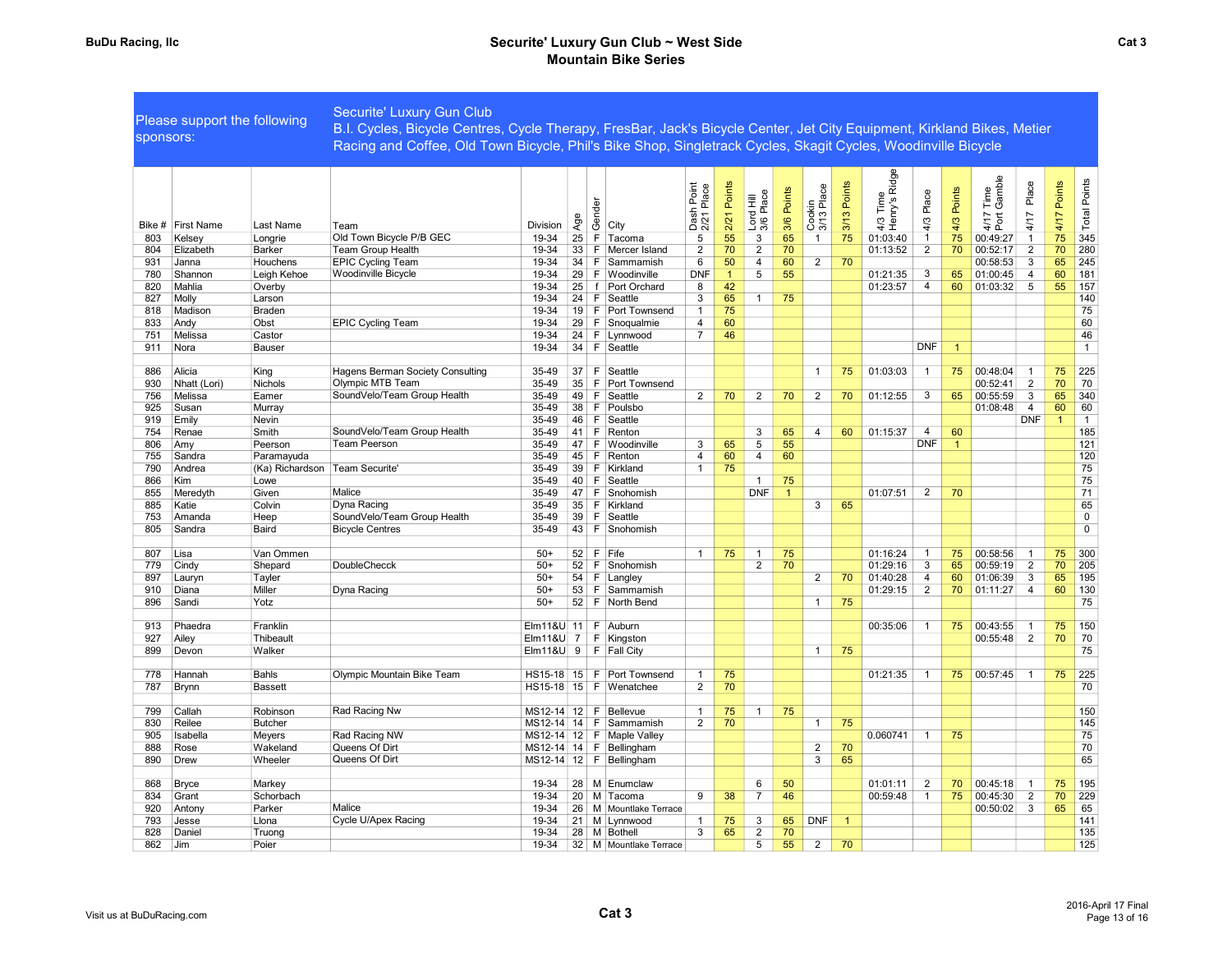# Securite' Luxury Gun Club ~ West Side
## Mountain Bike Series

**Cat 3**

**Please support the following sponsors:** Securite' Luxury Gun Club
B.I. Cycles, Bicycle Centres, Cycle Therapy, FresBar, Jack's Bicycle Center, Jet City Equipment, Kirkland Bikes, Metier Racing and Coffee, Old Town Bicycle, Phil's Bike Shop, Singletrack Cycles, Skagit Cycles, Woodinville Bicycle

| Bike # | First Name | Last Name | Team | Division | Age | Gender | City | Dash Point 2/21 Place | 2/21 Points | Lord Hill 3/6 Place | 3/6 Points | Cookin 3/13 Place | 3/13 Points | 4/3 Time Henry's Ridge | 4/3 Place | 4/3 Points | 4/17 Time Port Gamble | 4/17 Place | 4/17 Points | Total Points |
|---|---|---|---|---|---|---|---|---|---|---|---|---|---|---|---|---|---|---|---|---|
| 803 | Kelsey | Longrie | Old Town Bicycle P/B GEC | 19-34 | 25 | F | Tacoma | 5 | 55 | 3 | 65 | 1 | 75 | 01:03:40 | 1 | 75 | 00:49:27 | 1 | 75 | 345 |
| 804 | Elizabeth | Barker | Team Group Health | 19-34 | 33 | F | Mercer Island | 2 | 70 | 2 | 70 | | | 01:13:52 | 2 | 70 | 00:52:17 | 2 | 70 | 280 |
| 931 | Janna | Houchens | EPIC Cycling Team | 19-34 | 34 | F | Sammamish | 6 | 50 | 4 | 60 | 2 | 70 | | | | 00:58:53 | 3 | 65 | 245 |
| 780 | Shannon | Leigh Kehoe | Woodinville Bicycle | 19-34 | 29 | F | Woodinville | DNF | 1 | 5 | 55 | | | 01:21:35 | 3 | 65 | 01:00:45 | 4 | 60 | 181 |
| 820 | Mahlia | Overby | | 19-34 | 25 | f | Port Orchard | 8 | 42 | | | | | 01:23:57 | 4 | 60 | 01:03:32 | 5 | 55 | 157 |
| 827 | Molly | Larson | | 19-34 | 24 | F | Seattle | 3 | 65 | 1 | 75 | | | | | | | | | 140 |
| 818 | Madison | Braden | | 19-34 | 19 | F | Port Townsend | 1 | 75 | | | | | | | | | | | 75 |
| 833 | Andy | Obst | EPIC Cycling Team | 19-34 | 29 | F | Snoqualmie | 4 | 60 | | | | | | | | | | | 60 |
| 751 | Melissa | Castor | | 19-34 | 24 | F | Lynnwood | 7 | 46 | | | | | | | | | | | 46 |
| 911 | Nora | Bauser | | 19-34 | 34 | F | Seattle | | | | | | | | DNF | 1 | | | | 1 |
| | | | | | | | | | | | | | | | | | | | | |
| 886 | Alicia | King | Hagens Berman Society Consulting | 35-49 | 37 | F | Seattle | | | | | 1 | 75 | 01:03:03 | 1 | 75 | 00:48:04 | 1 | 75 | 225 |
| 930 | Nhatt (Lori) | Nichols | Olympic MTB Team | 35-49 | 35 | F | Port Townsend | | | | | | | | | | 00:52:41 | 2 | 70 | 70 |
| 756 | Melissa | Eamer | SoundVelo/Team Group Health | 35-49 | 49 | F | Seattle | 2 | 70 | 2 | 70 | 2 | 70 | 01:12:55 | 3 | 65 | 00:55:59 | 3 | 65 | 340 |
| 925 | Susan | Murray | | 35-49 | 38 | F | Poulsbo | | | | | | | | | | 01:08:48 | 4 | 60 | 60 |
| 919 | Emily | Nevin | | 35-49 | 46 | F | Seattle | | | | | | | | | | | DNF | 1 | 1 |
| 754 | Renae | Smith | SoundVelo/Team Group Health | 35-49 | 41 | F | Renton | | | 3 | 65 | 4 | 60 | 01:15:37 | 4 | 60 | | | | 185 |
| 806 | Amy | Peerson | Team Peerson | 35-49 | 47 | F | Woodinville | 3 | 65 | 5 | 55 | | | | DNF | 1 | | | | 121 |
| 755 | Sandra | Paramayuda | | 35-49 | 45 | F | Renton | 4 | 60 | 4 | 60 | | | | | | | | | 120 |
| 790 | Andrea | (Ka) Richardson | Team Securite' | 35-49 | 39 | F | Kirkland | 1 | 75 | | | | | | | | | | | 75 |
| 866 | Kim | Lowe | | 35-49 | 40 | F | Seattle | | | 1 | 75 | | | | | | | | | 75 |
| 855 | Meredyth | Given | Malice | 35-49 | 47 | F | Snohomish | | | DNF | 1 | | | 01:07:51 | 2 | 70 | | | | 71 |
| 885 | Katie | Colvin | Dyna Racing | 35-49 | 35 | F | Kirkland | | | | | 3 | 65 | | | | | | | 65 |
| 753 | Amanda | Heep | SoundVelo/Team Group Health | 35-49 | 39 | F | Seattle | | | | | | | | | | | | | 0 |
| 805 | Sandra | Baird | Bicycle Centres | 35-49 | 43 | F | Snohomish | | | | | | | | | | | | | 0 |
| | | | | | | | | | | | | | | | | | | | | |
| 807 | Lisa | Van Ommen | | 50+ | 52 | F | Fife | 1 | 75 | 1 | 75 | | | 01:16:24 | 1 | 75 | 00:58:56 | 1 | 75 | 300 |
| 779 | Cindy | Shepard | DoubleChecck | 50+ | 52 | F | Snohomish | | | 2 | 70 | | | 01:29:16 | 3 | 65 | 00:59:19 | 2 | 70 | 205 |
| 897 | Lauryn | Tayler | | 50+ | 54 | F | Langley | | | | | 2 | 70 | 01:40:28 | 4 | 60 | 01:06:39 | 3 | 65 | 195 |
| 910 | Diana | Miller | Dyna Racing | 50+ | 53 | F | Sammamish | | | | | | | 01:29:15 | 2 | 70 | 01:11:27 | 4 | 60 | 130 |
| 896 | Sandi | Yotz | | 50+ | 52 | F | North Bend | | | | | 1 | 75 | | | | | | | 75 |
| | | | | | | | | | | | | | | | | | | | | |
| 913 | Phaedra | Franklin | | Elm11&U | 11 | F | Auburn | | | | | | | 00:35:06 | 1 | 75 | 00:43:55 | 1 | 75 | 150 |
| 927 | Ailey | Thibeault | | Elm11&U | 7 | F | Kingston | | | | | | | | | | 00:55:48 | 2 | 70 | 70 |
| 899 | Devon | Walker | | Elm11&U | 9 | F | Fall City | | | | | 1 | 75 | | | | | | | 75 |
| | | | | | | | | | | | | | | | | | | | | |
| 778 | Hannah | Bahls | Olympic Mountain Bike Team | HS15-18 | 15 | F | Port Townsend | 1 | 75 | | | | | 01:21:35 | 1 | 75 | 00:57:45 | 1 | 75 | 225 |
| 787 | Brynn | Bassett | | HS15-18 | 15 | F | Wenatchee | 2 | 70 | | | | | | | | | | | 70 |
| | | | | | | | | | | | | | | | | | | | | |
| 799 | Callah | Robinson | Rad Racing Nw | MS12-14 | 12 | F | Bellevue | 1 | 75 | 1 | 75 | | | | | | | | | 150 |
| 830 | Reilee | Butcher | | MS12-14 | 14 | F | Sammamish | 2 | 70 | | | 1 | 75 | | | | | | | 145 |
| 905 | Isabella | Meyers | Rad Racing NW | MS12-14 | 12 | F | Maple Valley | | | | | | | 0.060741 | 1 | 75 | | | | 75 |
| 888 | Rose | Wakeland | Queens Of Dirt | MS12-14 | 14 | F | Bellingham | | | | | 2 | 70 | | | | | | | 70 |
| 890 | Drew | Wheeler | Queens Of Dirt | MS12-14 | 12 | F | Bellingham | | | | | 3 | 65 | | | | | | | 65 |
| | | | | | | | | | | | | | | | | | | | | |
| 868 | Bryce | Markey | | 19-34 | 28 | M | Enumclaw | | | 6 | 50 | | | 01:01:11 | 2 | 70 | 00:45:18 | 1 | 75 | 195 |
| 834 | Grant | Schorbach | | 19-34 | 20 | M | Tacoma | 9 | 38 | 7 | 46 | | | 00:59:48 | 1 | 75 | 00:45:30 | 2 | 70 | 229 |
| 920 | Antony | Parker | Malice | 19-34 | 26 | M | Mountlake Terrace | | | | | | | | | | 00:50:02 | 3 | 65 | 65 |
| 793 | Jesse | Llona | Cycle U/Apex Racing | 19-34 | 21 | M | Lynnwood | 1 | 75 | 3 | 65 | DNF | 1 | | | | | | | 141 |
| 828 | Daniel | Truong | | 19-34 | 28 | M | Bothell | 3 | 65 | 2 | 70 | | | | | | | | | 135 |
| 862 | Jim | Poier | | 19-34 | 32 | M | Mountlake Terrace | | | 5 | 55 | 2 | 70 | | | | | | | 125 |

Visit us at BuDuRacing.com

2016-April 17 Final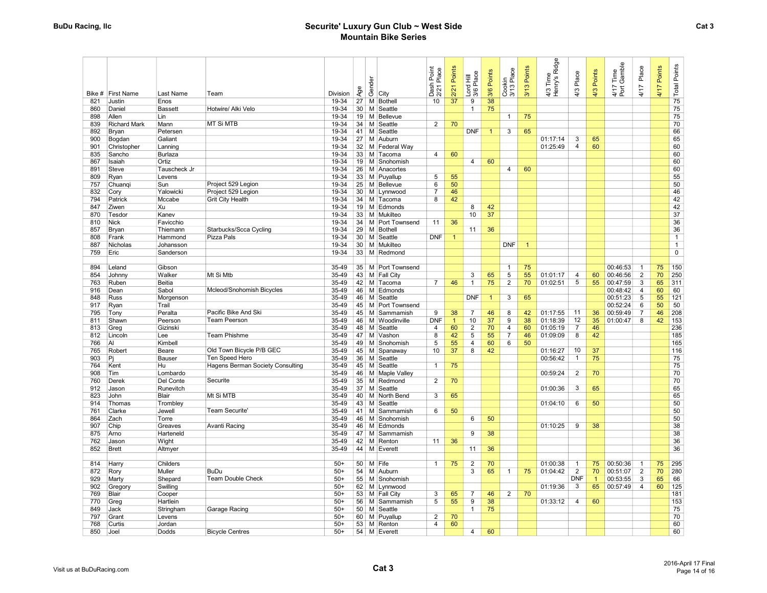# Securite' Luxury Gun Club ~ West Side
## Mountain Bike Series

| Bike # | First Name | Last Name | Team | Division | Age | Gender | City | Dash Point 2/21 Place | 2/21 Points | Lord Hill 3/6 Place | 3/6 Points | Cookin 3/13 Place | 3/13 Points | 4/3 Time Henry's Ridge | 4/3 Place | 4/3 Points | 4/17 Time Port Gamble | 4/17 Place | 4/17 Points | Total Points |
|---|---|---|---|---|---|---|---|---|---|---|---|---|---|---|---|---|---|---|---|---|
| 821 | Justin | Enos | | 19-34 | 27 | M | Bothell | 10 | 37 | 9 | 38 | | | | | | | | | 75 |
| 860 | Daniel | Bassett | Hotwire/ Alki Velo | 19-34 | 30 | M | Seattle | | | 1 | 75 | | | | | | | | | 75 |
| 898 | Allen | Lin | | 19-34 | 19 | M | Bellevue | | | | | 1 | 75 | | | | | | | 75 |
| 839 | Richard Mark | Mann | MT Si MTB | 19-34 | 34 | M | Seattle | 2 | 70 | | | | | | | | | | | 70 |
| 892 | Bryan | Petersen | | 19-34 | 41 | M | Seattle | | | DNF | 1 | 3 | 65 | | | | | | | 66 |
| 900 | Bogdan | Galiant | | 19-34 | 27 | M | Auburn | | | | | | | 01:17:14 | 3 | 65 | | | | 65 |
| 901 | Christopher | Lanning | | 19-34 | 32 | M | Federal Way | | | | | | | 01:25:49 | 4 | 60 | | | | 60 |
| 835 | Sancho | Burlaza | | 19-34 | 33 | M | Tacoma | 4 | 60 | | | | | | | | | | | 60 |
| 867 | Isaiah | Ortiz | | 19-34 | 19 | M | Snohomish | | | 4 | 60 | | | | | | | | | 60 |
| 891 | Steve | Tauscheck Jr | | 19-34 | 26 | M | Anacortes | | | | | 4 | 60 | | | | | | | 60 |
| 809 | Ryan | Levens | | 19-34 | 33 | M | Puyallup | 5 | 55 | | | | | | | | | | | 55 |
| 757 | Chuanqi | Sun | Project 529 Legion | 19-34 | 25 | M | Bellevue | 6 | 50 | | | | | | | | | | | 50 |
| 832 | Cory | Yalowicki | Project 529 Legion | 19-34 | 30 | M | Lynnwood | 7 | 46 | | | | | | | | | | | 46 |
| 794 | Patrick | Mccabe | Grit City Health | 19-34 | 34 | M | Tacoma | 8 | 42 | | | | | | | | | | | 42 |
| 847 | Ziwen | Xu | | 19-34 | 19 | M | Edmonds | | | 8 | 42 | | | | | | | | | 42 |
| 870 | Tesdor | Kanev | | 19-34 | 33 | M | Mukilteo | | | 10 | 37 | | | | | | | | | 37 |
| 810 | Nick | Favicchio | | 19-34 | 34 | M | Port Townsend | 11 | 36 | | | | | | | | | | | 36 |
| 857 | Bryan | Thiemann | Starbucks/Scca Cycling | 19-34 | 29 | M | Bothell | | | 11 | 36 | | | | | | | | | 36 |
| 808 | Frank | Hammond | Pizza Pals | 19-34 | 30 | M | Seattle | DNF | 1 | | | | | | | | | | | 1 |
| 887 | Nicholas | Johansson | | 19-34 | 30 | M | Mukilteo | | | | | DNF | 1 | | | | | | | 1 |
| 759 | Eric | Sanderson | | 19-34 | 33 | M | Redmond | | | | | | | | | | | | | 0 |
| | | | | | | | | | | | | | | | | | | | | |
| 894 | Leland | Gibson | | 35-49 | 35 | M | Port Townsend | | | | | 1 | 75 | | | | 00:46:53 | 1 | 75 | 150 |
| 854 | Johnny | Walker | Mt Si Mtb | 35-49 | 43 | M | Fall City | | | 3 | 65 | 5 | 55 | 01:01:17 | 4 | 60 | 00:46:56 | 2 | 70 | 250 |
| 763 | Ruben | Beitia | | 35-49 | 42 | M | Tacoma | 7 | 46 | 1 | 75 | 2 | 70 | 01:02:51 | 5 | 55 | 00:47:59 | 3 | 65 | 311 |
| 916 | Dean | Sabol | Mcleod/Snohomish Bicycles | 35-49 | 46 | M | Edmonds | | | | | | | | | | 00:48:42 | 4 | 60 | 60 |
| 848 | Russ | Morgenson | | 35-49 | 46 | M | Seattle | | | DNF | 1 | 3 | 65 | | | | 00:51:23 | 5 | 55 | 121 |
| 917 | Ryan | Trail | | 35-49 | 45 | M | Port Townsend | | | | | | | | | | 00:52:24 | 6 | 50 | 50 |
| 795 | Tony | Peralta | Pacific Bike And Ski | 35-49 | 45 | M | Sammamish | 9 | 38 | 7 | 46 | 8 | 42 | 01:17:55 | 11 | 36 | 00:59:49 | 7 | 46 | 208 |
| 811 | Shawn | Peerson | Team Peerson | 35-49 | 46 | M | Woodinville | DNF | 1 | 10 | 37 | 9 | 38 | 01:18:39 | 12 | 35 | 01:00:47 | 8 | 42 | 153 |
| 813 | Greg | Gizinski | | 35-49 | 48 | M | Seattle | 4 | 60 | 2 | 70 | 4 | 60 | 01:05:19 | 7 | 46 | | | | 236 |
| 812 | Lincoln | Lee | Team Phishme | 35-49 | 47 | M | Vashon | 8 | 42 | 5 | 55 | 7 | 46 | 01:09:09 | 8 | 42 | | | | 185 |
| 766 | Al | Kimbell | | 35-49 | 49 | M | Snohomish | 5 | 55 | 4 | 60 | 6 | 50 | | | | | | | 165 |
| 765 | Robert | Beare | Old Town Bicycle P/B GEC | 35-49 | 45 | M | Spanaway | 10 | 37 | 8 | 42 | | | 01:16:27 | 10 | 37 | | | | 116 |
| 903 | Pj | Bauser | Ten Speed Hero | 35-49 | 36 | M | Seattle | | | | | | | 00:56:42 | 1 | 75 | | | | 75 |
| 764 | Kent | Hu | Hagens Berman Society Consulting | 35-49 | 45 | M | Seattle | 1 | 75 | | | | | | | | | | | 75 |
| 908 | Tim | Lombardo | | 35-49 | 46 | M | Maple Valley | | | | | | | 00:59:24 | 2 | 70 | | | | 70 |
| 760 | Derek | Del Conte | Securite | 35-49 | 35 | M | Redmond | 2 | 70 | | | | | | | | | | | 70 |
| 912 | Jason | Runevitch | | 35-49 | 37 | M | Seattle | | | | | | | 01:00:36 | 3 | 65 | | | | 65 |
| 823 | John | Blair | Mt Si MTB | 35-49 | 40 | M | North Bend | 3 | 65 | | | | | | | | | | | 65 |
| 914 | Thomas | Trombley | | 35-49 | 43 | M | Seattle | | | | | | | 01:04:10 | 6 | 50 | | | | 50 |
| 761 | Clarke | Jewell | Team Securite' | 35-49 | 41 | M | Sammamish | 6 | 50 | | | | | | | | | | | 50 |
| 864 | Zach | Torre | | 35-49 | 46 | M | Snohomish | | | 6 | 50 | | | | | | | | | 50 |
| 907 | Chip | Greaves | Avanti Racing | 35-49 | 46 | M | Edmonds | | | | | | | 01:10:25 | 9 | 38 | | | | 38 |
| 875 | Arno | Harteneld | | 35-49 | 47 | M | Sammamish | | | 9 | 38 | | | | | | | | | 38 |
| 762 | Jason | Wight | | 35-49 | 42 | M | Renton | 11 | 36 | | | | | | | | | | | 36 |
| 852 | Brett | Altmyer | | 35-49 | 44 | M | Everett | | | 11 | 36 | | | | | | | | | 36 |
| | | | | | | | | | | | | | | | | | | | | |
| 814 | Harry | Childers | | 50+ | 50 | M | Fife | 1 | 75 | 2 | 70 | | | 01:00:38 | 1 | 75 | 00:50:36 | 1 | 75 | 295 |
| 872 | Rory | Muller | BuDu | 50+ | 54 | M | Auburn | | | 3 | 65 | 1 | 75 | 01:04:42 | 2 | 70 | 00:51:07 | 2 | 70 | 280 |
| 929 | Marty | Shepard | Team Double Check | 50+ | 55 | M | Snohomish | | | | | | | | DNF | 1 | 00:53:55 | 3 | 65 | 66 |
| 902 | Gregory | Swilling | | 50+ | 62 | M | Lynnwood | | | | | | | 01:19:36 | 3 | 65 | 00:57:49 | 4 | 60 | 125 |
| 769 | Blair | Cooper | | 50+ | 53 | M | Fall City | 3 | 65 | 7 | 46 | 2 | 70 | | | | | | | 181 |
| 770 | Greg | Hartlein | | 50+ | 56 | M | Sammamish | 5 | 55 | 9 | 38 | | | 01:33:12 | 4 | 60 | | | | 153 |
| 849 | Jack | Stringham | Garage Racing | 50+ | 50 | M | Seattle | | | 1 | 75 | | | | | | | | | 75 |
| 797 | Grant | Levens | | 50+ | 60 | M | Puyallup | 2 | 70 | | | | | | | | | | | 70 |
| 768 | Curtis | Jordan | | 50+ | 53 | M | Renton | 4 | 60 | | | | | | | | | | | 60 |
| 850 | Joel | Dodds | Bicycle Centres | 50+ | 54 | M | Everett | | | 4 | 60 | | | | | | | | | 60 |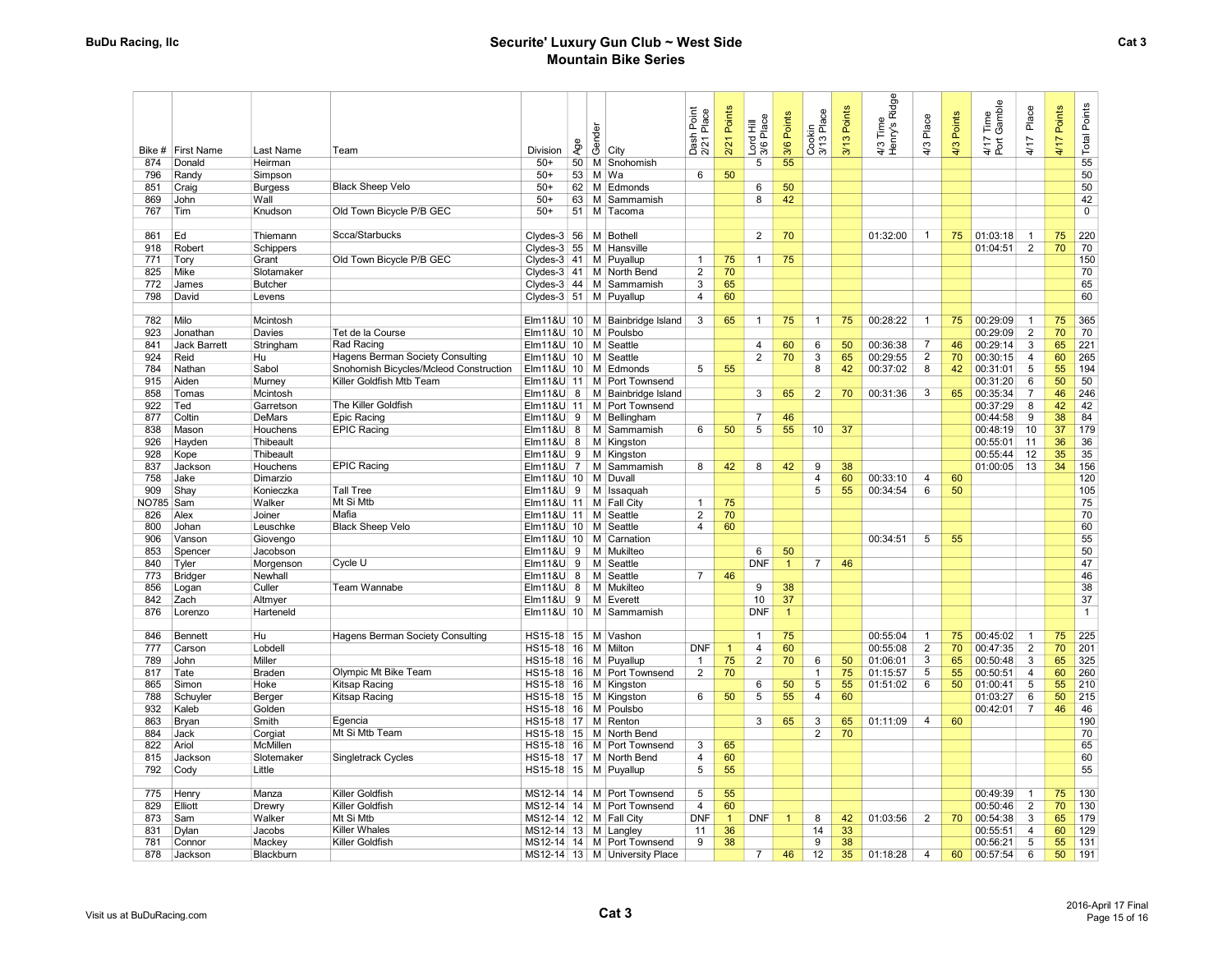# Securite' Luxury Gun Club ~ West Side Mountain Bike Series

| Bike # | First Name | Last Name | Team | Division | Age | Gender | City | Dash Point 2/21 Place | 2/21 Points | Lord Hill 3/6 Place | 3/6 Points | Cookin 3/13 Place | 3/13 Points | 4/3 Time Henry's Ridge | 4/3 Place | 4/3 Points | 4/17 Time Port Gamble | 4/17 Place | 4/17 Points | Total Points |
|---|---|---|---|---|---|---|---|---|---|---|---|---|---|---|---|---|---|---|---|---|
| 874 | Donald | Heirman | | 50+ | 50 | M | Snohomish | | | 5 | 55 | | | | | | | | | 55 |
| 796 | Randy | Simpson | | 50+ | 53 | M | Wa | 6 | 50 | | | | | | | | | | | 50 |
| 851 | Craig | Burgess | Black Sheep Velo | 50+ | 62 | M | Edmonds | | | 6 | 50 | | | | | | | | | 50 |
| 869 | John | Wall | | 50+ | 63 | M | Sammamish | | | 8 | 42 | | | | | | | | | 42 |
| 767 | Tim | Knudson | Old Town Bicycle P/B GEC | 50+ | 51 | M | Tacoma | | | | | | | | | | | | | 0 |
| | | | | | | | | | | | | | | | | | | | | |
| 861 | Ed | Thiemann | Scca/Starbucks | Clydes-3 | 56 | M | Bothell | | | 2 | 70 | | | 01:32:00 | 1 | 75 | 01:03:18 | 1 | 75 | 220 |
| 918 | Robert | Schippers | | Clydes-3 | 55 | M | Hansville | | | | | | | | | | 01:04:51 | 2 | 70 | 70 |
| 771 | Tory | Grant | Old Town Bicycle P/B GEC | Clydes-3 | 41 | M | Puyallup | 1 | 75 | 1 | 75 | | | | | | | | | 150 |
| 825 | Mike | Slotamaker | | Clydes-3 | 41 | M | North Bend | 2 | 70 | | | | | | | | | | | 70 |
| 772 | James | Butcher | | Clydes-3 | 44 | M | Sammamish | 3 | 65 | | | | | | | | | | | 65 |
| 798 | David | Levens | | Clydes-3 | 51 | M | Puyallup | 4 | 60 | | | | | | | | | | | 60 |
| | | | | | | | | | | | | | | | | | | | | |
| 782 | Milo | Mcintosh | | Elm11&U | 10 | M | Bainbridge Island | 3 | 65 | 1 | 75 | 1 | 75 | 00:28:22 | 1 | 75 | 00:29:09 | 1 | 75 | 365 |
| 923 | Jonathan | Davies | Tet de la Course | Elm11&U | 10 | M | Poulsbo | | | | | | | | | | 00:29:09 | 2 | 70 | 70 |
| 841 | Jack Barrett | Stringham | Rad Racing | Elm11&U | 10 | M | Seattle | | | 4 | 60 | 6 | 50 | 00:36:38 | 7 | 46 | 00:29:14 | 3 | 65 | 221 |
| 924 | Reid | Hu | Hagens Berman Society Consulting | Elm11&U | 10 | M | Seattle | | | 2 | 70 | 3 | 65 | 00:29:55 | 2 | 70 | 00:30:15 | 4 | 60 | 265 |
| 784 | Nathan | Sabol | Snohomish Bicycles/Mcleod Construction | Elm11&U | 10 | M | Edmonds | 5 | 55 | | | 8 | 42 | 00:37:02 | 8 | 42 | 00:31:01 | 5 | 55 | 194 |
| 915 | Aiden | Murney | Killer Goldfish Mtb Team | Elm11&U | 11 | M | Port Townsend | | | | | | | | | | 00:31:20 | 6 | 50 | 50 |
| 858 | Tomas | Mcintosh | | Elm11&U | 8 | M | Bainbridge Island | | | 3 | 65 | 2 | 70 | 00:31:36 | 3 | 65 | 00:35:34 | 7 | 46 | 246 |
| 922 | Ted | Garretson | The Killer Goldfish | Elm11&U | 11 | M | Port Townsend | | | | | | | | | | 00:37:29 | 8 | 42 | 42 |
| 877 | Coltin | DeMars | Epic Racing | Elm11&U | 9 | M | Bellingham | | | 7 | 46 | | | | | | 00:44:58 | 9 | 38 | 84 |
| 838 | Mason | Houchens | EPIC Racing | Elm11&U | 8 | M | Sammamish | 6 | 50 | 5 | 55 | 10 | 37 | | | | 00:48:19 | 10 | 37 | 179 |
| 926 | Hayden | Thibeault | | Elm11&U | 8 | M | Kingston | | | | | | | | | | 00:55:01 | 11 | 36 | 36 |
| 928 | Kope | Thibeault | | Elm11&U | 9 | M | Kingston | | | | | | | | | | 00:55:44 | 12 | 35 | 35 |
| 837 | Jackson | Houchens | EPIC Racing | Elm11&U | 7 | M | Sammamish | 8 | 42 | 8 | 42 | 9 | 38 | | | | 01:00:05 | 13 | 34 | 156 |
| 758 | Jake | Dimarzio | | Elm11&U | 10 | M | Duvall | | | | | 4 | 60 | 00:33:10 | 4 | 60 | | | | 120 |
| 909 | Shay | Konieczka | Tall Tree | Elm11&U | 9 | M | Issaquah | | | | | 5 | 55 | 00:34:54 | 6 | 50 | | | | 105 |
| NO785 | Sam | Walker | Mt Si Mtb | Elm11&U | 11 | M | Fall City | 1 | 75 | | | | | | | | | | | 75 |
| 826 | Alex | Joiner | Mafia | Elm11&U | 11 | M | Seattle | 2 | 70 | | | | | | | | | | | 70 |
| 800 | Johan | Leuschke | Black Sheep Velo | Elm11&U | 10 | M | Seattle | 4 | 60 | | | | | | | | | | | 60 |
| 906 | Vanson | Giovengo | | Elm11&U | 10 | M | Carnation | | | | | | | 00:34:51 | 5 | 55 | | | | 55 |
| 853 | Spencer | Jacobson | | Elm11&U | 9 | M | Mukilteo | | | 6 | 50 | | | | | | | | | 50 |
| 840 | Tyler | Morgenson | Cycle U | Elm11&U | 9 | M | Seattle | | | DNF | 1 | 7 | 46 | | | | | | | 47 |
| 773 | Bridger | Newhall | | Elm11&U | 8 | M | Seattle | 7 | 46 | | | | | | | | | | | 46 |
| 856 | Logan | Culler | Team Wannabe | Elm11&U | 8 | M | Mukilteo | | | 9 | 38 | | | | | | | | | 38 |
| 842 | Zach | Altmyer | | Elm11&U | 9 | M | Everett | | | 10 | 37 | | | | | | | | | 37 |
| 876 | Lorenzo | Harteneld | | Elm11&U | 10 | M | Sammamish | | | DNF | 1 | | | | | | | | | 1 |
| | | | | | | | | | | | | | | | | | | | | |
| 846 | Bennett | Hu | Hagens Berman Society Consulting | HS15-18 | 15 | M | Vashon | | | 1 | 75 | | | 00:55:04 | 1 | 75 | 00:45:02 | 1 | 75 | 225 |
| 777 | Carson | Lobdell | | HS15-18 | 16 | M | Milton | DNF | 1 | 4 | 60 | | | 00:55:08 | 2 | 70 | 00:47:35 | 2 | 70 | 201 |
| 789 | John | Miller | | HS15-18 | 16 | M | Puyallup | 1 | 75 | 2 | 70 | 6 | 50 | 01:06:01 | 3 | 65 | 00:50:48 | 3 | 65 | 325 |
| 817 | Tate | Braden | Olympic Mt Bike Team | HS15-18 | 16 | M | Port Townsend | 2 | 70 | | | 1 | 75 | 01:15:57 | 5 | 55 | 00:50:51 | 4 | 60 | 260 |
| 865 | Simon | Hoke | Kitsap Racing | HS15-18 | 16 | M | Kingston | | | 6 | 50 | 5 | 55 | 01:51:02 | 6 | 50 | 01:00:41 | 5 | 55 | 210 |
| 788 | Schuyler | Berger | Kitsap Racing | HS15-18 | 15 | M | Kingston | 6 | 50 | 5 | 55 | 4 | 60 | | | | 01:03:27 | 6 | 50 | 215 |
| 932 | Kaleb | Golden | | HS15-18 | 16 | M | Poulsbo | | | | | | | | | | 00:42:01 | 7 | 46 | 46 |
| 863 | Bryan | Smith | Egencia | HS15-18 | 17 | M | Renton | | | 3 | 65 | 3 | 65 | 01:11:09 | 4 | 60 | | | | 190 |
| 884 | Jack | Corgiat | Mt Si Mtb Team | HS15-18 | 15 | M | North Bend | | | | | 2 | 70 | | | | | | | 70 |
| 822 | Ariol | McMillen | | HS15-18 | 16 | M | Port Townsend | 3 | 65 | | | | | | | | | | | 65 |
| 815 | Jackson | Slotemaker | Singletrack Cycles | HS15-18 | 17 | M | North Bend | 4 | 60 | | | | | | | | | | | 60 |
| 792 | Cody | Little | | HS15-18 | 15 | M | Puyallup | 5 | 55 | | | | | | | | | | | 55 |
| | | | | | | | | | | | | | | | | | | | | |
| 775 | Henry | Manza | Killer Goldfish | MS12-14 | 14 | M | Port Townsend | 5 | 55 | | | | | | | | 00:49:39 | 1 | 75 | 130 |
| 829 | Elliott | Drewry | Killer Goldfish | MS12-14 | 14 | M | Port Townsend | 4 | 60 | | | | | | | | 00:50:46 | 2 | 70 | 130 |
| 873 | Sam | Walker | Mt Si Mtb | MS12-14 | 12 | M | Fall City | DNF | 1 | DNF | 1 | 8 | 42 | 01:03:56 | 2 | 70 | 00:54:38 | 3 | 65 | 179 |
| 831 | Dylan | Jacobs | Killer Whales | MS12-14 | 13 | M | Langley | 11 | 36 | | | 14 | 33 | | | | 00:55:51 | 4 | 60 | 129 |
| 781 | Connor | Mackey | Killer Goldfish | MS12-14 | 14 | M | Port Townsend | 9 | 38 | | | 9 | 38 | | | | 00:56:21 | 5 | 55 | 131 |
| 878 | Jackson | Blackburn | | MS12-14 | 13 | M | University Place | | | 7 | 46 | 12 | 35 | 01:18:28 | 4 | 60 | 00:57:54 | 6 | 50 | 191 |

Cat 3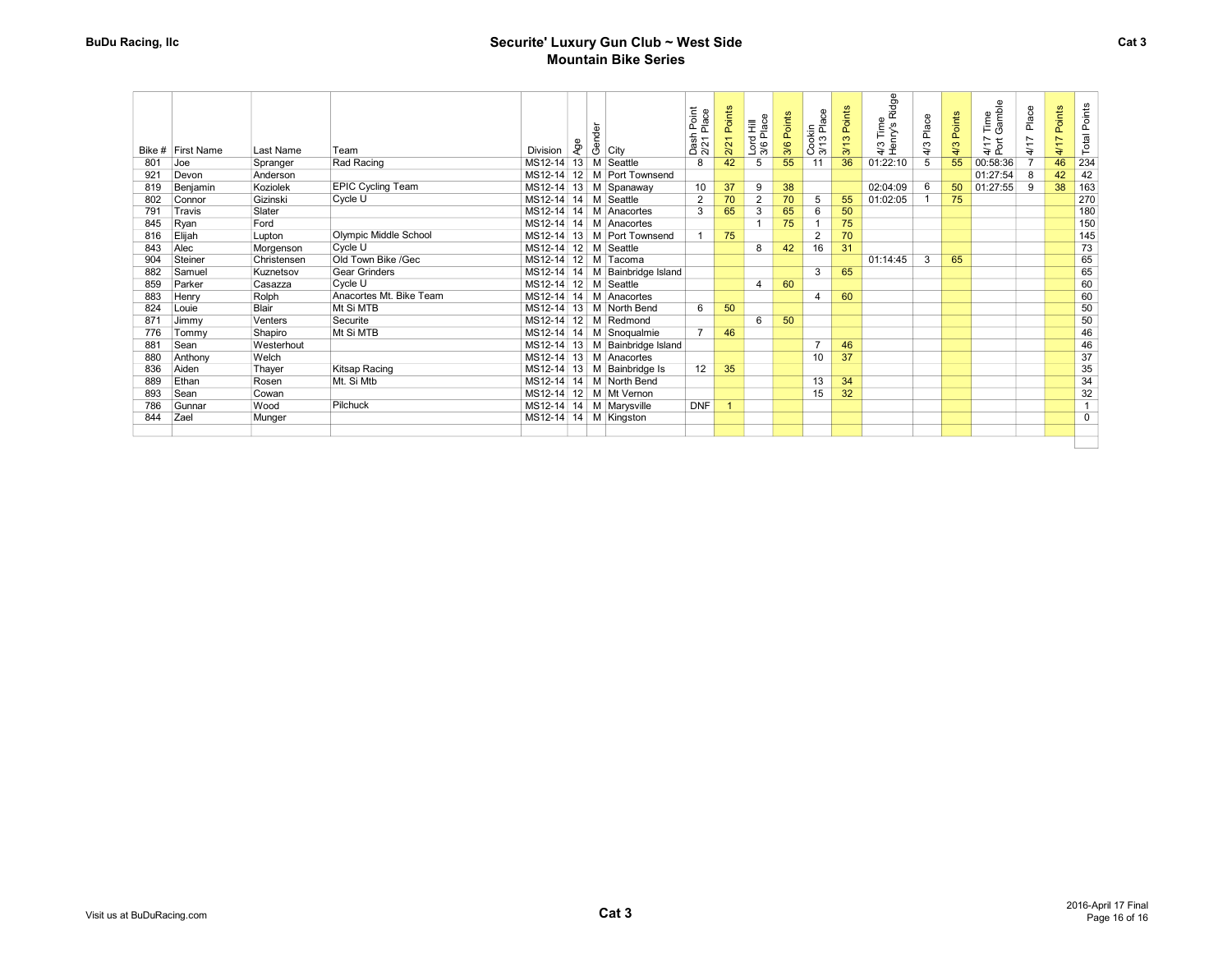# Securite' Luxury Gun Club ~ West Side
## Mountain Bike Series

| Bike # | First Name | Last Name | Team | Division | Age | Gender | City | Dash Point 2/21 Place | 2/21 Points | Lord Hill 3/6 Place | 3/6 Points | Cookin 3/13 Place | 3/13 Points | 4/3 Time Henry's Ridge | 4/3 Place | 4/3 Points | 4/17 Time Port Gamble | 4/17 Place | 4/17 Points | Total Points |
|---|---|---|---|---|---|---|---|---|---|---|---|---|---|---|---|---|---|---|---|---|
| 801 | Joe | Spranger | Rad Racing | MS12-14 | 13 | M | Seattle | 8 | 42 | 5 | 55 | 11 | 36 | 01:22:10 | 5 | 55 | 00:58:36 | 7 | 46 | 234 |
| 921 | Devon | Anderson | | MS12-14 | 12 | M | Port Townsend | | | | | | | | | | 01:27:54 | 8 | 42 | 42 |
| 819 | Benjamin | Koziolek | EPIC Cycling Team | MS12-14 | 13 | M | Spanaway | 10 | 37 | 9 | 38 | | | 02:04:09 | 6 | 50 | 01:27:55 | 9 | 38 | 163 |
| 802 | Connor | Gizinski | Cycle U | MS12-14 | 14 | M | Seattle | 2 | 70 | 2 | 70 | 5 | 55 | 01:02:05 | 1 | 75 | | | | 270 |
| 791 | Travis | Slater | | MS12-14 | 14 | M | Anacortes | 3 | 65 | 3 | 65 | 6 | 50 | | | | | | | 180 |
| 845 | Ryan | Ford | | MS12-14 | 14 | M | Anacortes | | | 1 | 75 | 1 | 75 | | | | | | | 150 |
| 816 | Elijah | Lupton | Olympic Middle School | MS12-14 | 13 | M | Port Townsend | 1 | 75 | | | 2 | 70 | | | | | | | 145 |
| 843 | Alec | Morgenson | Cycle U | MS12-14 | 12 | M | Seattle | | | 8 | 42 | 16 | 31 | | | | | | | 73 |
| 904 | Steiner | Christensen | Old Town Bike /Gec | MS12-14 | 12 | M | Tacoma | | | | | | | 01:14:45 | 3 | 65 | | | | 65 |
| 882 | Samuel | Kuznetsov | Gear Grinders | MS12-14 | 14 | M | Bainbridge Island | | | | | 3 | 65 | | | | | | | 65 |
| 859 | Parker | Casazza | Cycle U | MS12-14 | 12 | M | Seattle | | | 4 | 60 | | | | | | | | | 60 |
| 883 | Henry | Rolph | Anacortes Mt. Bike Team | MS12-14 | 14 | M | Anacortes | | | | | 4 | 60 | | | | | | | 60 |
| 824 | Louie | Blair | Mt Si MTB | MS12-14 | 13 | M | North Bend | 6 | 50 | | | | | | | | | | | 50 |
| 871 | Jimmy | Venters | Securite | MS12-14 | 12 | M | Redmond | | | 6 | 50 | | | | | | | | | 50 |
| 776 | Tommy | Shapiro | Mt Si MTB | MS12-14 | 14 | M | Snoqualmie | 7 | 46 | | | | | | | | | | | 46 |
| 881 | Sean | Westerhout | | MS12-14 | 13 | M | Bainbridge Island | | | | | 7 | 46 | | | | | | | 46 |
| 880 | Anthony | Welch | | MS12-14 | 13 | M | Anacortes | | | | | 10 | 37 | | | | | | | 37 |
| 836 | Aiden | Thayer | Kitsap Racing | MS12-14 | 13 | M | Bainbridge Is | 12 | 35 | | | | | | | | | | | 35 |
| 889 | Ethan | Rosen | Mt. Si Mtb | MS12-14 | 14 | M | North Bend | | | | | 13 | 34 | | | | | | | 34 |
| 893 | Sean | Cowan | | MS12-14 | 12 | M | Mt Vernon | | | | | 15 | 32 | | | | | | | 32 |
| 786 | Gunnar | Wood | Pilchuck | MS12-14 | 14 | M | Marysville | DNF | 1 | | | | | | | | | | | 1 |
| 844 | Zael | Munger | | MS12-14 | 14 | M | Kingston | | | | | | | | | | | | | 0 |

Visit us at BuDuRacing.com

Cat 3

2016-April 17 Final